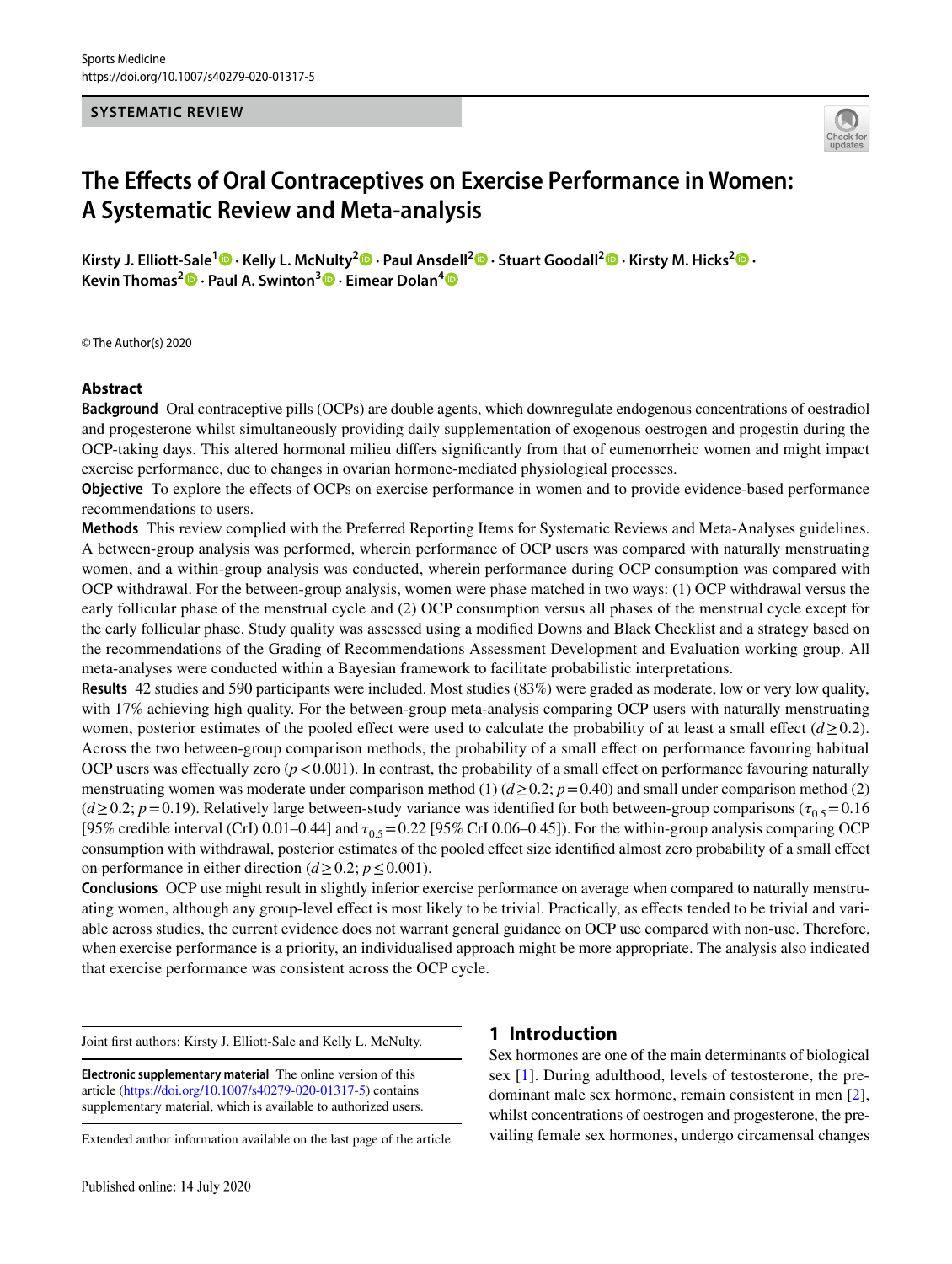SYSTEMATIC REVIEW

# The Effects of Oral Contraceptives on Exercise Performance in Women: A Systematic Review and Meta-analysis

**Kirsty J. Elliott-Sale[1] · Kelly L. McNulty[2] · Paul Ansdell[2] · Stuart Goodall[2] · Kirsty M. Hicks[2] · Kevin Thomas[2] · Paul A. Swinton[3] · Eimear Dolan[4]**

© The Author(s) 2020

## Abstract

**Background** Oral contraceptive pills (OCPs) are double agents, which downregulate endogenous concentrations of oestradiol and progesterone whilst simultaneously providing daily supplementation of exogenous oestrogen and progestin during the OCP-taking days. This altered hormonal milieu differs significantly from that of eumenorrheic women and might impact exercise performance, due to changes in ovarian hormone-mediated physiological processes.

**Objective** To explore the effects of OCPs on exercise performance in women and to provide evidence-based performance recommendations to users.

**Methods** This review complied with the Preferred Reporting Items for Systematic Reviews and Meta-Analyses guidelines. A between-group analysis was performed, wherein performance of OCP users was compared with naturally menstruating women, and a within-group analysis was conducted, wherein performance during OCP consumption was compared with OCP withdrawal. For the between-group analysis, women were phase matched in two ways: (1) OCP withdrawal versus the early follicular phase of the menstrual cycle and (2) OCP consumption versus all phases of the menstrual cycle except for the early follicular phase. Study quality was assessed using a modified Downs and Black Checklist and a strategy based on the recommendations of the Grading of Recommendations Assessment Development and Evaluation working group. All meta-analyses were conducted within a Bayesian framework to facilitate probabilistic interpretations.

**Results** 42 studies and 590 participants were included. Most studies (83%) were graded as moderate, low or very low quality, with 17% achieving high quality. For the between-group meta-analysis comparing OCP users with naturally menstruating women, posterior estimates of the pooled effect were used to calculate the probability of at least a small effect ($d \geq 0.2$). Across the two between-group comparison methods, the probability of a small effect on performance favouring habitual OCP users was effectually zero ($p < 0.001$). In contrast, the probability of a small effect on performance favouring naturally menstruating women was moderate under comparison method (1) ($d \geq 0.2$; $p = 0.40$) and small under comparison method (2) ($d \geq 0.2$; $p = 0.19$). Relatively large between-study variance was identified for both between-group comparisons ($\tau_{0.5} = 0.16$ [95% credible interval (CrI) 0.01–0.44] and $\tau_{0.5} = 0.22$ [95% CrI 0.06–0.45]). For the within-group analysis comparing OCP consumption with withdrawal, posterior estimates of the pooled effect size identified almost zero probability of a small effect on performance in either direction ($d \geq 0.2$; $p \leq 0.001$).

**Conclusions** OCP use might result in slightly inferior exercise performance on average when compared to naturally menstruating women, although any group-level effect is most likely to be trivial. Practically, as effects tended to be trivial and variable across studies, the current evidence does not warrant general guidance on OCP use compared with non-use. Therefore, when exercise performance is a priority, an individualised approach might be more appropriate. The analysis also indicated that exercise performance was consistent across the OCP cycle.

Joint first authors: Kirsty J. Elliott-Sale and Kelly L. McNulty.

**Electronic supplementary material** The online version of this article (https://doi.org/10.1007/s40279-020-01317-5) contains supplementary material, which is available to authorized users.

Extended author information available on the last page of the article

Published online: 14 July 2020

## 1 Introduction

Sex hormones are one of the main determinants of biological sex [1]. During adulthood, levels of testosterone, the predominant male sex hormone, remain consistent in men [2], whilst concentrations of oestrogen and progesterone, the prevailing female sex hormones, undergo circamensal changes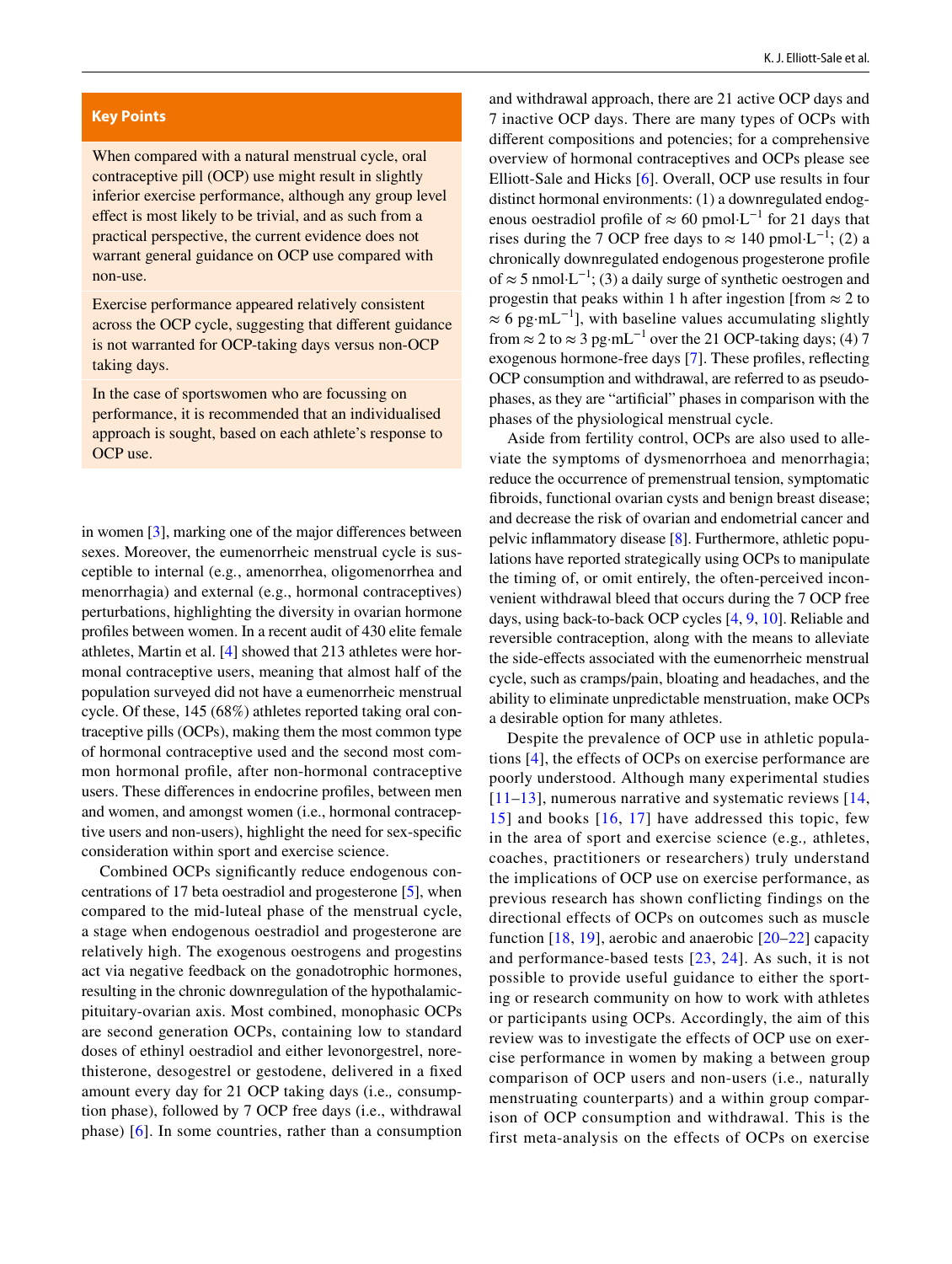## Key Points

When compared with a natural menstrual cycle, oral contraceptive pill (OCP) use might result in slightly inferior exercise performance, although any group level effect is most likely to be trivial, and as such from a practical perspective, the current evidence does not warrant general guidance on OCP use compared with non-use.

Exercise performance appeared relatively consistent across the OCP cycle, suggesting that different guidance is not warranted for OCP-taking days versus non-OCP taking days.

In the case of sportswomen who are focussing on performance, it is recommended that an individualised approach is sought, based on each athlete's response to OCP use.

in women [3], marking one of the major differences between sexes. Moreover, the eumenorrheic menstrual cycle is susceptible to internal (e.g., amenorrhea, oligomenorrhea and menorrhagia) and external (e.g., hormonal contraceptives) perturbations, highlighting the diversity in ovarian hormone profiles between women. In a recent audit of 430 elite female athletes, Martin et al. [4] showed that 213 athletes were hormonal contraceptive users, meaning that almost half of the population surveyed did not have a eumenorrheic menstrual cycle. Of these, 145 (68%) athletes reported taking oral contraceptive pills (OCPs), making them the most common type of hormonal contraceptive used and the second most common hormonal profile, after non-hormonal contraceptive users. These differences in endocrine profiles, between men and women, and amongst women (i.e., hormonal contraceptive users and non-users), highlight the need for sex-specific consideration within sport and exercise science.

Combined OCPs significantly reduce endogenous concentrations of 17 beta oestradiol and progesterone [5], when compared to the mid-luteal phase of the menstrual cycle, a stage when endogenous oestradiol and progesterone are relatively high. The exogenous oestrogens and progestins act via negative feedback on the gonadotrophic hormones, resulting in the chronic downregulation of the hypothalamic-pituitary-ovarian axis. Most combined, monophasic OCPs are second generation OCPs, containing low to standard doses of ethinyl oestradiol and either levonorgestrel, norethisterone, desogestrel or gestodene, delivered in a fixed amount every day for 21 OCP taking days (i.e., consumption phase), followed by 7 OCP free days (i.e., withdrawal phase) [6]. In some countries, rather than a consumption and withdrawal approach, there are 21 active OCP days and 7 inactive OCP days. There are many types of OCPs with different compositions and potencies; for a comprehensive overview of hormonal contraceptives and OCPs please see Elliott-Sale and Hicks [6]. Overall, OCP use results in four distinct hormonal environments: (1) a downregulated endogenous oestradiol profile of ≈ 60 pmol·L$^{-1}$ for 21 days that rises during the 7 OCP free days to ≈ 140 pmol·L$^{-1}$; (2) a chronically downregulated endogenous progesterone profile of ≈ 5 nmol·L$^{-1}$; (3) a daily surge of synthetic oestrogen and progestin that peaks within 1 h after ingestion [from ≈ 2 to ≈ 6 pg·mL$^{-1}$], with baseline values accumulating slightly from ≈ 2 to ≈ 3 pg·mL$^{-1}$ over the 21 OCP-taking days; (4) 7 exogenous hormone-free days [7]. These profiles, reflecting OCP consumption and withdrawal, are referred to as pseudo-phases, as they are "artificial" phases in comparison with the phases of the physiological menstrual cycle.

Aside from fertility control, OCPs are also used to alleviate the symptoms of dysmenorrhoea and menorrhagia; reduce the occurrence of premenstrual tension, symptomatic fibroids, functional ovarian cysts and benign breast disease; and decrease the risk of ovarian and endometrial cancer and pelvic inflammatory disease [8]. Furthermore, athletic populations have reported strategically using OCPs to manipulate the timing of, or omit entirely, the often-perceived inconvenient withdrawal bleed that occurs during the 7 OCP free days, using back-to-back OCP cycles [4, 9, 10]. Reliable and reversible contraception, along with the means to alleviate the side-effects associated with the eumenorrheic menstrual cycle, such as cramps/pain, bloating and headaches, and the ability to eliminate unpredictable menstruation, make OCPs a desirable option for many athletes.

Despite the prevalence of OCP use in athletic populations [4], the effects of OCPs on exercise performance are poorly understood. Although many experimental studies [11–13], numerous narrative and systematic reviews [14, 15] and books [16, 17] have addressed this topic, few in the area of sport and exercise science (e.g., athletes, coaches, practitioners or researchers) truly understand the implications of OCP use on exercise performance, as previous research has shown conflicting findings on the directional effects of OCPs on outcomes such as muscle function [18, 19], aerobic and anaerobic [20–22] capacity and performance-based tests [23, 24]. As such, it is not possible to provide useful guidance to either the sporting or research community on how to work with athletes or participants using OCPs. Accordingly, the aim of this review was to investigate the effects of OCP use on exercise performance in women by making a between group comparison of OCP users and non-users (i.e., naturally menstruating counterparts) and a within group comparison of OCP consumption and withdrawal. This is the first meta-analysis on the effects of OCPs on exercise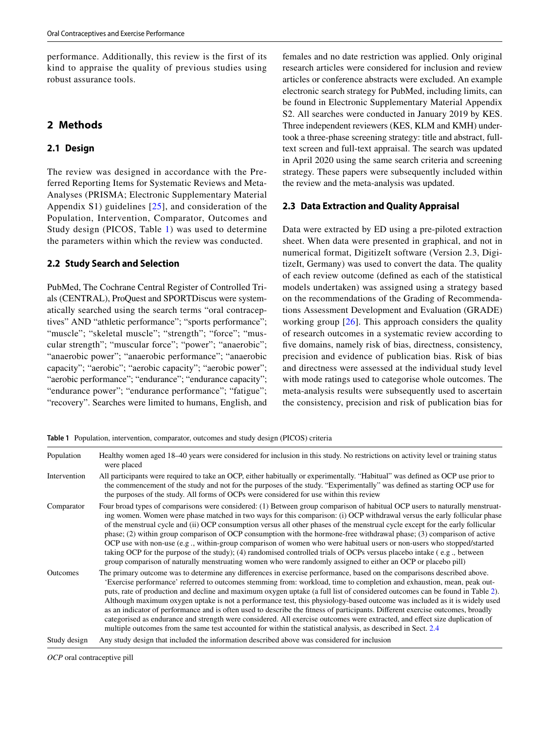performance. Additionally, this review is the first of its kind to appraise the quality of previous studies using robust assurance tools.

## 2 Methods

### 2.1 Design

The review was designed in accordance with the Preferred Reporting Items for Systematic Reviews and Meta-Analyses (PRISMA; Electronic Supplementary Material Appendix S1) guidelines [25], and consideration of the Population, Intervention, Comparator, Outcomes and Study design (PICOS, Table 1) was used to determine the parameters within which the review was conducted.

### 2.2 Study Search and Selection

PubMed, The Cochrane Central Register of Controlled Trials (CENTRAL), ProQuest and SPORTDiscus were systematically searched using the search terms "oral contraceptives" AND "athletic performance"; "sports performance"; "muscle"; "skeletal muscle"; "strength"; "force"; "muscular strength"; "muscular force"; "power"; "anaerobic"; "anaerobic power"; "anaerobic performance"; "anaerobic capacity"; "aerobic"; "aerobic capacity"; "aerobic power"; "aerobic performance"; "endurance"; "endurance capacity"; "endurance power"; "endurance performance"; "fatigue"; "recovery". Searches were limited to humans, English, and females and no date restriction was applied. Only original research articles were considered for inclusion and review articles or conference abstracts were excluded. An example electronic search strategy for PubMed, including limits, can be found in Electronic Supplementary Material Appendix S2. All searches were conducted in January 2019 by KES. Three independent reviewers (KES, KLM and KMH) undertook a three-phase screening strategy: title and abstract, full-text screen and full-text appraisal. The search was updated in April 2020 using the same search criteria and screening strategy. These papers were subsequently included within the review and the meta-analysis was updated.

### 2.3 Data Extraction and Quality Appraisal

Data were extracted by ED using a pre-piloted extraction sheet. When data were presented in graphical, and not in numerical format, DigitizeIt software (Version 2.3, DigitizeIt, Germany) was used to convert the data. The quality of each review outcome (defined as each of the statistical models undertaken) was assigned using a strategy based on the recommendations of the Grading of Recommendations Assessment Development and Evaluation (GRADE) working group [26]. This approach considers the quality of research outcomes in a systematic review according to five domains, namely risk of bias, directness, consistency, precision and evidence of publication bias. Risk of bias and directness were assessed at the individual study level with mode ratings used to categorise whole outcomes. The meta-analysis results were subsequently used to ascertain the consistency, precision and risk of publication bias for

**Table 1** Population, intervention, comparator, outcomes and study design (PICOS) criteria

| | |
|---|---|
| Population | Healthy women aged 18–40 years were considered for inclusion in this study. No restrictions on activity level or training status were placed |
| Intervention | All participants were required to take an OCP, either habitually or experimentally. "Habitual" was defined as OCP use prior to the commencement of the study and not for the purposes of the study. "Experimentally" was defined as starting OCP use for the purposes of the study. All forms of OCPs were considered for use within this review |
| Comparator | Four broad types of comparisons were considered: (1) Between group comparison of habitual OCP users to naturally menstruating women. Women were phase matched in two ways for this comparison: (i) OCP withdrawal versus the early follicular phase of the menstrual cycle and (ii) OCP consumption versus all other phases of the menstrual cycle except for the early follicular phase; (2) within group comparison of OCP consumption with the hormone-free withdrawal phase; (3) comparison of active OCP use with non-use (e.g ., within-group comparison of women who were habitual users or non-users who stopped/started taking OCP for the purpose of the study); (4) randomised controlled trials of OCPs versus placebo intake ( e.g ., between group comparison of naturally menstruating women who were randomly assigned to either an OCP or placebo pill) |
| Outcomes | The primary outcome was to determine any differences in exercise performance, based on the comparisons described above. 'Exercise performance' referred to outcomes stemming from: workload, time to completion and exhaustion, mean, peak outputs, rate of production and decline and maximum oxygen uptake (a full list of considered outcomes can be found in Table 2). Although maximum oxygen uptake is not a performance test, this physiology-based outcome was included as it is widely used as an indicator of performance and is often used to describe the fitness of participants. Different exercise outcomes, broadly categorised as endurance and strength were considered. All exercise outcomes were extracted, and effect size duplication of multiple outcomes from the same test accounted for within the statistical analysis, as described in Sect. 2.4 |
| Study design | Any study design that included the information described above was considered for inclusion |

*OCP* oral contraceptive pill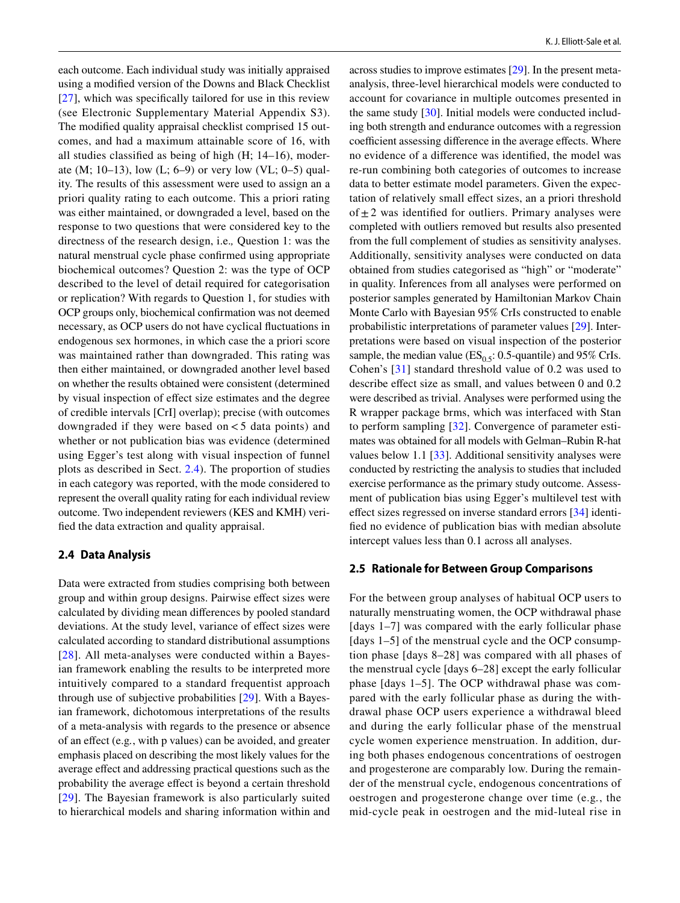each outcome. Each individual study was initially appraised using a modified version of the Downs and Black Checklist [27], which was specifically tailored for use in this review (see Electronic Supplementary Material Appendix S3). The modified quality appraisal checklist comprised 15 outcomes, and had a maximum attainable score of 16, with all studies classified as being of high (H; 14–16), moderate (M; 10–13), low (L; 6–9) or very low (VL; 0–5) quality. The results of this assessment were used to assign an a priori quality rating to each outcome. This a priori rating was either maintained, or downgraded a level, based on the response to two questions that were considered key to the directness of the research design, i.e., Question 1: was the natural menstrual cycle phase confirmed using appropriate biochemical outcomes? Question 2: was the type of OCP described to the level of detail required for categorisation or replication? With regards to Question 1, for studies with OCP groups only, biochemical confirmation was not deemed necessary, as OCP users do not have cyclical fluctuations in endogenous sex hormones, in which case the a priori score was maintained rather than downgraded. This rating was then either maintained, or downgraded another level based on whether the results obtained were consistent (determined by visual inspection of effect size estimates and the degree of credible intervals [CrI] overlap); precise (with outcomes downgraded if they were based on < 5 data points) and whether or not publication bias was evidence (determined using Egger's test along with visual inspection of funnel plots as described in Sect. 2.4). The proportion of studies in each category was reported, with the mode considered to represent the overall quality rating for each individual review outcome. Two independent reviewers (KES and KMH) verified the data extraction and quality appraisal.

### 2.4 Data Analysis

Data were extracted from studies comprising both between group and within group designs. Pairwise effect sizes were calculated by dividing mean differences by pooled standard deviations. At the study level, variance of effect sizes were calculated according to standard distributional assumptions [28]. All meta-analyses were conducted within a Bayesian framework enabling the results to be interpreted more intuitively compared to a standard frequentist approach through use of subjective probabilities [29]. With a Bayesian framework, dichotomous interpretations of the results of a meta-analysis with regards to the presence or absence of an effect (e.g., with p values) can be avoided, and greater emphasis placed on describing the most likely values for the average effect and addressing practical questions such as the probability the average effect is beyond a certain threshold [29]. The Bayesian framework is also particularly suited to hierarchical models and sharing information within and across studies to improve estimates [29]. In the present meta-analysis, three-level hierarchical models were conducted to account for covariance in multiple outcomes presented in the same study [30]. Initial models were conducted including both strength and endurance outcomes with a regression coefficient assessing difference in the average effects. Where no evidence of a difference was identified, the model was re-run combining both categories of outcomes to increase data to better estimate model parameters. Given the expectation of relatively small effect sizes, an a priori threshold of $\pm 2$ was identified for outliers. Primary analyses were completed with outliers removed but results also presented from the full complement of studies as sensitivity analyses. Additionally, sensitivity analyses were conducted on data obtained from studies categorised as "high" or "moderate" in quality. Inferences from all analyses were performed on posterior samples generated by Hamiltonian Markov Chain Monte Carlo with Bayesian 95% CrIs constructed to enable probabilistic interpretations of parameter values [29]. Interpretations were based on visual inspection of the posterior sample, the median value ($ES_{0.5}$: 0.5-quantile) and 95% CrIs. Cohen's [31] standard threshold value of 0.2 was used to describe effect size as small, and values between 0 and 0.2 were described as trivial. Analyses were performed using the R wrapper package brms, which was interfaced with Stan to perform sampling [32]. Convergence of parameter estimates was obtained for all models with Gelman–Rubin R-hat values below 1.1 [33]. Additional sensitivity analyses were conducted by restricting the analysis to studies that included exercise performance as the primary study outcome. Assessment of publication bias using Egger's multilevel test with effect sizes regressed on inverse standard errors [34] identified no evidence of publication bias with median absolute intercept values less than 0.1 across all analyses.

### 2.5 Rationale for Between Group Comparisons

For the between group analyses of habitual OCP users to naturally menstruating women, the OCP withdrawal phase [days 1–7] was compared with the early follicular phase [days 1–5] of the menstrual cycle and the OCP consumption phase [days 8–28] was compared with all phases of the menstrual cycle [days 6–28] except the early follicular phase [days 1–5]. The OCP withdrawal phase was compared with the early follicular phase as during the withdrawal phase OCP users experience a withdrawal bleed and during the early follicular phase of the menstrual cycle women experience menstruation. In addition, during both phases endogenous concentrations of oestrogen and progesterone are comparably low. During the remainder of the menstrual cycle, endogenous concentrations of oestrogen and progesterone change over time (e.g., the mid-cycle peak in oestrogen and the mid-luteal rise in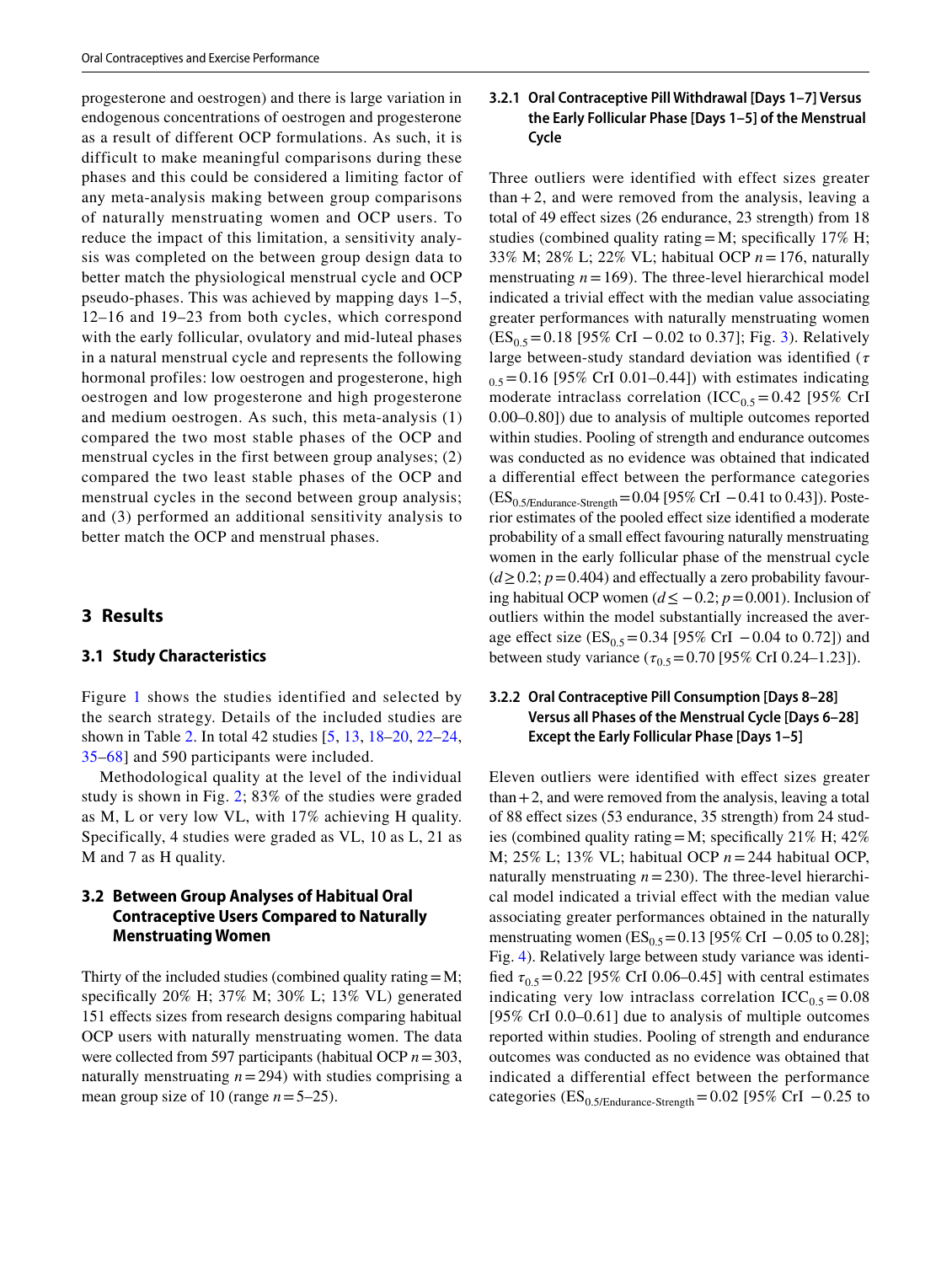progesterone and oestrogen) and there is large variation in endogenous concentrations of oestrogen and progesterone as a result of different OCP formulations. As such, it is difficult to make meaningful comparisons during these phases and this could be considered a limiting factor of any meta-analysis making between group comparisons of naturally menstruating women and OCP users. To reduce the impact of this limitation, a sensitivity analysis was completed on the between group design data to better match the physiological menstrual cycle and OCP pseudo-phases. This was achieved by mapping days 1–5, 12–16 and 19–23 from both cycles, which correspond with the early follicular, ovulatory and mid-luteal phases in a natural menstrual cycle and represents the following hormonal profiles: low oestrogen and progesterone, high oestrogen and low progesterone and high progesterone and medium oestrogen. As such, this meta-analysis (1) compared the two most stable phases of the OCP and menstrual cycles in the first between group analyses; (2) compared the two least stable phases of the OCP and menstrual cycles in the second between group analysis; and (3) performed an additional sensitivity analysis to better match the OCP and menstrual phases.

## 3 Results

### 3.1 Study Characteristics

Figure 1 shows the studies identified and selected by the search strategy. Details of the included studies are shown in Table 2. In total 42 studies [5, 13, 18–20, 22–24, 35–68] and 590 participants were included.

Methodological quality at the level of the individual study is shown in Fig. 2; 83% of the studies were graded as M, L or very low VL, with 17% achieving H quality. Specifically, 4 studies were graded as VL, 10 as L, 21 as M and 7 as H quality.

### 3.2 Between Group Analyses of Habitual Oral Contraceptive Users Compared to Naturally Menstruating Women

Thirty of the included studies (combined quality rating = M; specifically 20% H; 37% M; 30% L; 13% VL) generated 151 effects sizes from research designs comparing habitual OCP users with naturally menstruating women. The data were collected from 597 participants (habitual OCP $n = 303$, naturally menstruating $n = 294$) with studies comprising a mean group size of 10 (range $n = 5$–25).

#### 3.2.1 Oral Contraceptive Pill Withdrawal [Days 1–7] Versus the Early Follicular Phase [Days 1–5] of the Menstrual Cycle

Three outliers were identified with effect sizes greater than + 2, and were removed from the analysis, leaving a total of 49 effect sizes (26 endurance, 23 strength) from 18 studies (combined quality rating = M; specifically 17% H; 33% M; 28% L; 22% VL; habitual OCP $n = 176$, naturally menstruating $n = 169$). The three-level hierarchical model indicated a trivial effect with the median value associating greater performances with naturally menstruating women ($ES_{0.5} = 0.18$ [95% CrI − 0.02 to 0.37]; Fig. 3). Relatively large between-study standard deviation was identified ($\tau_{0.5} = 0.16$ [95% CrI 0.01–0.44]) with estimates indicating moderate intraclass correlation ($ICC_{0.5} = 0.42$ [95% CrI 0.00–0.80]) due to analysis of multiple outcomes reported within studies. Pooling of strength and endurance outcomes was conducted as no evidence was obtained that indicated a differential effect between the performance categories ($ES_{0.5/\text{Endurance-Strength}} = 0.04$ [95% CrI − 0.41 to 0.43]). Posterior estimates of the pooled effect size identified a moderate probability of a small effect favouring naturally menstruating women in the early follicular phase of the menstrual cycle ($d \geq 0.2$; $p = 0.404$) and effectually a zero probability favouring habitual OCP women ($d \leq -0.2$; $p = 0.001$). Inclusion of outliers within the model substantially increased the average effect size ($ES_{0.5} = 0.34$ [95% CrI − 0.04 to 0.72]) and between study variance ($\tau_{0.5} = 0.70$ [95% CrI 0.24–1.23]).

#### 3.2.2 Oral Contraceptive Pill Consumption [Days 8–28] Versus all Phases of the Menstrual Cycle [Days 6–28] Except the Early Follicular Phase [Days 1–5]

Eleven outliers were identified with effect sizes greater than + 2, and were removed from the analysis, leaving a total of 88 effect sizes (53 endurance, 35 strength) from 24 studies (combined quality rating = M; specifically 21% H; 42% M; 25% L; 13% VL; habitual OCP $n = 244$ habitual OCP, naturally menstruating $n = 230$). The three-level hierarchical model indicated a trivial effect with the median value associating greater performances obtained in the naturally menstruating women ($ES_{0.5} = 0.13$ [95% CrI − 0.05 to 0.28]; Fig. 4). Relatively large between study variance was identified $\tau_{0.5} = 0.22$ [95% CrI 0.06–0.45] with central estimates indicating very low intraclass correlation $ICC_{0.5} = 0.08$ [95% CrI 0.0–0.61] due to analysis of multiple outcomes reported within studies. Pooling of strength and endurance outcomes was conducted as no evidence was obtained that indicated a differential effect between the performance categories ($ES_{0.5/\text{Endurance-Strength}} = 0.02$ [95% CrI − 0.25 to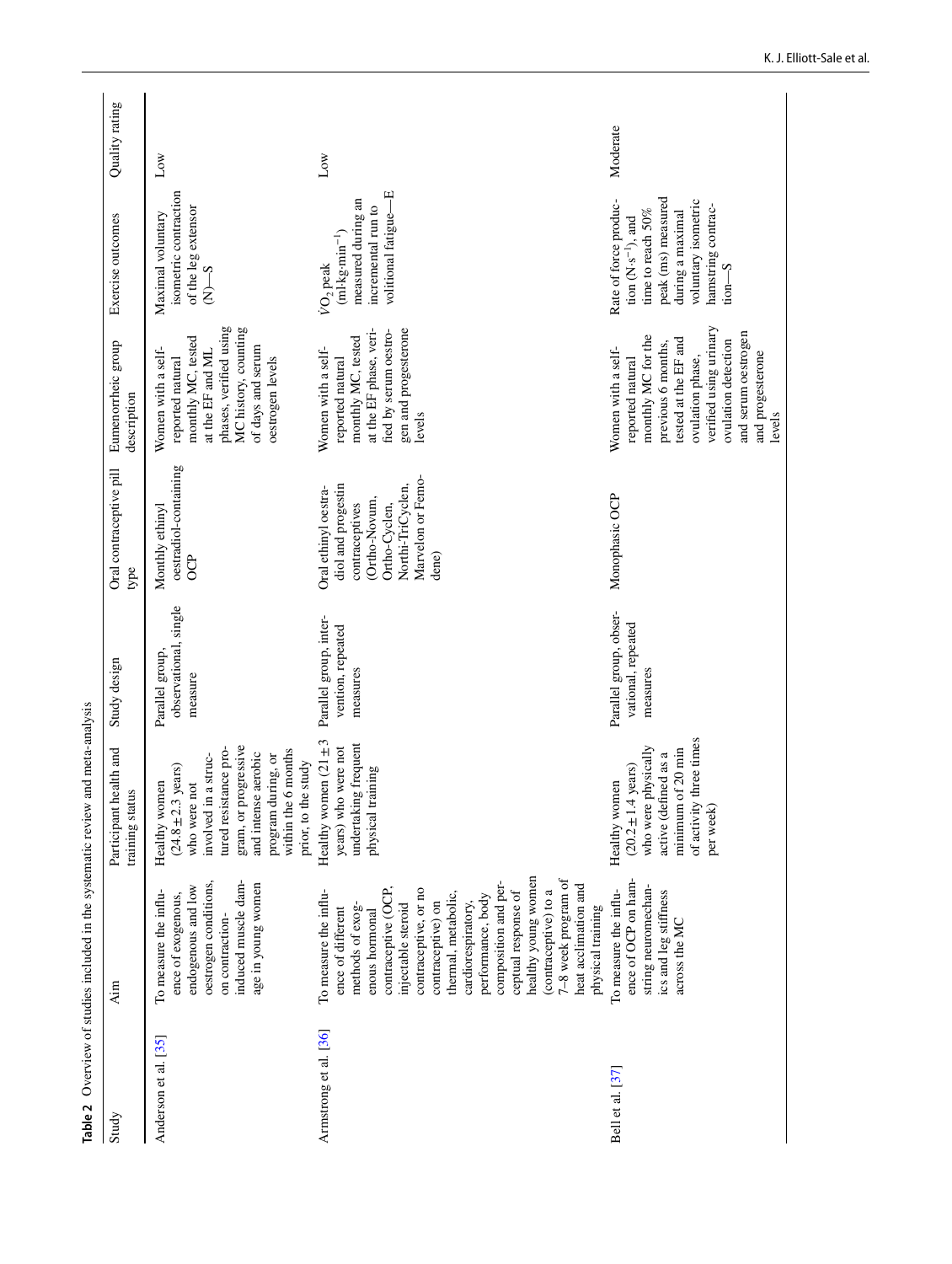**Table 2** Overview of studies included in the systematic review and meta-analysis

| Study | Aim | Participant health and training status | Study design | Oral contraceptive pill type | Eumenorrheic group description | Exercise outcomes | Quality rating |
|---|---|---|---|---|---|---|---|
| Anderson et al. [35] | To measure the influence of exogenous, endogenous and low oestrogen conditions, on contraction-induced muscle damage in young women | Healthy women (24.8 ± 2.3 years) who were not involved in a structured resistance program, or progressive and intense aerobic program during, or within the 6 months prior, to the study | Parallel group, observational, single measure | Monthly ethinyl oestradiol-containing OCP | Women with a self-reported natural monthly MC, tested at the EF and ML phases, verified using MC history, counting of days and serum oestrogen levels | Maximal voluntary isometric contraction of the leg extensor (N)—S | Low |
| Armstrong et al. [36] | To measure the influence of different methods of exogenous hormonal contraceptive (OCP, injectable steroid contraceptive, or no contraceptive) on thermal, metabolic, cardiorespiratory, performance, body composition and perceptual response of healthy young women (contraceptive) to a 7–8 week program of heat acclimation and physical training | Healthy women (21 ± 3 years) who were not undertaking frequent physical training | Parallel group, intervention, repeated measures | Oral ethinyl oestradiol and progestin contraceptives (Ortho-Novum, Ortho-Cyclen, Northi-TriCyclen, Marvelon or Femodene) | Women with a self-reported natural monthly MC, tested at the EF phase, verified by serum oestrogen and progesterone levels | $\dot{V}O_2$ peak ($ml{\cdot}kg{\cdot}min^{-1}$) measured during an incremental run to volitional fatigue—E | Low |
| Bell et al. [37] | To measure the influence of OCP on hamstring neuromechanics and leg stiffness across the MC | Healthy women (20.2 ± 1.4 years) who were physically active (defined as a minimum of 20 min of activity three times per week) | Parallel group, observational, repeated measures | Monophasic OCP | Women with a self-reported natural monthly MC for the previous 6 months, tested at the EF and ovulation phase, verified using urinary ovulation detection and serum oestrogen and progesterone levels | Rate of force production ($N{\cdot}s^{-1}$), and time to reach 50% peak (ms) measured during a maximal voluntary isometric hamstring contraction—S | Moderate |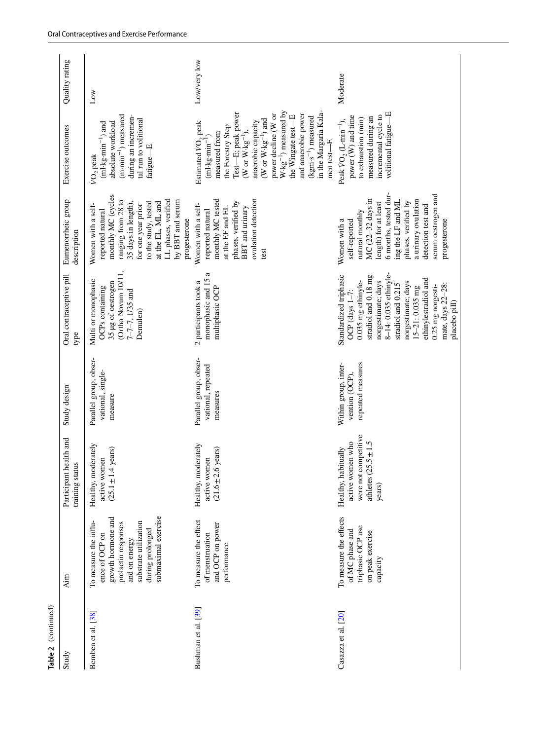**Table 2** (continued)

| Study | Aim | Participant health and training status | Study design | Oral contraceptive pill type | Eumenorrheic group description | Exercise outcomes | Quality rating |
|---|---|---|---|---|---|---|---|
| Bemben et al. [38] | To measure the influence of OCP on growth hormone and prolactin responses and on energy substrate utilization during prolonged submaximal exercise | Healthy, moderately active women (25.1 ± 1.4 years) | Parallel group, observational, single-measure | Multi or monophasic OCPs containing 35 µg of oestrogen (Ortho Novum 10/11, 7–7–7, 1/35 and Demulen) | Women with a self-reported natural monthly MC (cycles ranging from 28 to 35 days in length), for one year prior to the study, tested at the EL, ML and LL phases, verified by BBT and serum progesterone | $\dot{V}O_2$ peak (ml·kg·min$^{-1}$) and absolute workload (m·min$^{-1}$) measured during an incremental run to volitional fatigue—E | Low |
| Bushman et al. [39] | To measure the effect of menstruation and OCP on power performance | Healthy, moderately active women (21.6 ± 2.6 years) | Parallel group, observational, repeated measures | 2 participants took a monophasic and 15 a multiphasic OCP | Women with a self-reported natural monthly MC tested at the EF and EL phases, verified by BBT and urinary ovulation detection test | Estimated $\dot{V}O_2$ peak (ml·kg·min$^{-1}$) measured from the Forestry Step Test—E; peak power (W or W·kg$^{-1}$), anaerobic capacity (W or W·kg$^{-1}$) and power decline (W or W·kg$^{-1}$) measured by the Wingate test—E and anaerobic power (kgm·s$^{-1}$) measured in the Margaria Kalamen test—E | Low/very low |
| Casazza et al. [20] | To measure the effects of MC phase and triphasic OCP use on peak exercise capacity | Healthy, habitually active women who were not competitive athletes (25.5 ± 1.5 years) | Within group, intervention (OCP), repeated measures | Standardized triphasic OCP (days 1–7: 0.035 mg ethinylestradiol and 0.18 mg norgestimate; days 8–14: 0.035 ethinylestradiol and 0.215 norgestimate; days 15–21: 0.035 mg ethinylestradiol and 0.25 mg norgestimate, days 22–28: placebo pill) | Women with a self-reported natural monthly MC (22–32 days in length) for at least 6 months, tested during the LF and ML phases, verified by a urinary ovulation detection test and serum oestrogen and progesterone | Peak $\dot{V}O_2$ (L·min$^{-1}$), power (W) and time to exhaustion (min) measured during an incremental cycle to volitional fatigue—E | Moderate |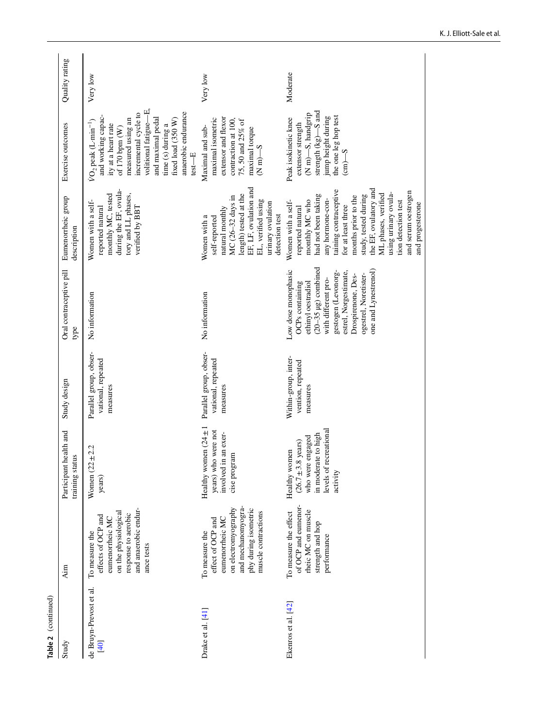**Table 2** (continued)

| Study | Aim | Participant health and training status | Study design | Oral contraceptive pill type | Eumenorrheic group description | Exercise outcomes | Quality rating |
|---|---|---|---|---|---|---|---|
| de Bruyn-Prevost et al. [40] | To measure the effects of OCP and eumenorrheic MC on the physiological response to aerobic and anaerobic endurance tests | Women (22 ± 2.2 years) | Parallel group, observational, repeated measures | No information | Women with a self-reported natural monthly MC, tested during the EF, ovulatory and LL phases, verified by BBT | $\dot{V}O_2$ peak ($L \cdot min^{-1}$) and working capacity at a heart rate of 170 bpm (W) measured using an incremental cycle to volitional fatigue—E, and maximal pedal time (s) during a fixed load (350 W) anaerobic endurance test—E | Very low |
| Drake et al. [41] | To measure the effect of OCP and eumenorrheic MC on electromyography and mechanomyography during isometric muscle contractions | Healthy women (24 ± 1 years) who were not involved in an exercise program | Parallel group, observational, repeated measures | No information | Women with a self-reported natural monthly MC (26–32 days in length) tested at the EF, LF, ovulation and EL, verified using urinary ovulation detection test | Maximal and sub-maximal isometric extensor and flexor contraction at 100, 75, 50 and 25% of maximal torque (N m)—S | Very low |
| Ekenros et al. [42] | To measure the effect of OCP and eumenorrheic MC on muscle strength and hop performance | Healthy women (26.7 ± 3.8 years) who were engaged in moderate to high levels of recreational activity | Within-group, intervention, repeated measures | Low dose monophasic OCPs containing ethinyl oestradiol (20–35 µg) combined with different progestogen (Levonorgestrel, Norgestimate, Drospirenone, Desogestrel, Noretisterone and Lynestrenol) | Women with a self-reported natural monthly MC who had not been taking any hormone-containing contraceptive for at least three months prior to the study, tested during the EF, ovulatory and ML phases, verified using urinary ovulation detection test and serum oestrogen and progesterone | Peak isokinetic knee extensor strength (N m)—S, handgrip strength (kg)—S and jump height during the one leg hop test (cm)—S | Moderate |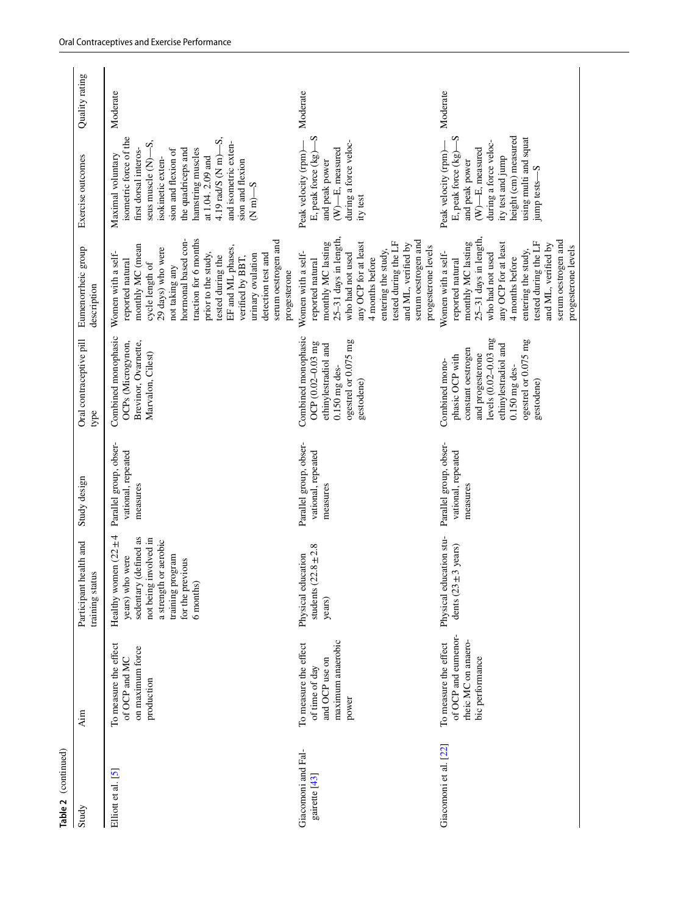**Table 2** (continued)

| Study | Aim | Participant health and training status | Study design | Oral contraceptive pill type | Eumenorrheic group description | Exercise outcomes | Quality rating |
|---|---|---|---|---|---|---|---|
| Elliott et al. [5] | To measure the effect of OCP and MC on maximum force production | Healthy women (22 ± 4 years) who were sedentary (defined as not being involved in a strength or aerobic training program for the previous 6 months) | Parallel group, observational, repeated measures | Combined monophasic OCPs (Microgynon, Brevinor, Ovarnette, Marvalon, Cilest) | Women with a self-reported natural monthly MC (mean cycle length of 29 days) who were not taking any hormonal based contraction for 6 months prior to the study, tested during the EF and ML phases, verified by BBT, urinary ovulation detection test and serum oestrogen and progesterone | Maximal voluntary isometric force of the first dorsal interosseus muscle (N)—S, isokinetic extension and flexion of the quadriceps and hamstring muscles at 1.04. 2.09 and 4.19 rad/S (N m)—S, and isometric extension and flexion (N m)—S | Moderate |
| Giacomoni and Falgairette [43] | To measure the effect of time of day and OCP use on maximum anaerobic power | Physical education students (22.8 ± 2.8 years) | Parallel group, observational, repeated measures | Combined monophasic OCP (0.02–0.03 mg ethinylestradiol and 0.150 mg desogestrel or 0.075 mg gestodene) | Women with a self-reported natural monthly MC lasting 25–31 days in length, who had not used any OCP for at least 4 months before entering the study, tested during the LF and ML, verified by serum oestrogen and progesterone levels | Peak velocity (rpm)—E, peak force (kg)—S and peak power (W)—E, measured during a force velocity test | Moderate |
| Giacomoni et al. [22] | To measure the effect of OCP and eumenorrheic MC on anaerobic performance | Physical education students (23 ± 3 years) | Parallel group, observational, repeated measures | Combined monophasic OCP with constant oestrogen and progesterone levels (0.02–0.03 mg ethinylestradiol and 0.150 mg desogestrel or 0.075 mg gestodene) | Women with a self-reported natural monthly MC lasting 25–31 days in length, who had not used any OCP for at least 4 months before entering the study, tested during the LF and ML, verified by serum oestrogen and progesterone levels | Peak velocity (rpm)—E, peak force (kg)—S and peak power (W)—E, measured during a force velocity test and jump height (cm) measured using multi and squat jump tests—S | Moderate |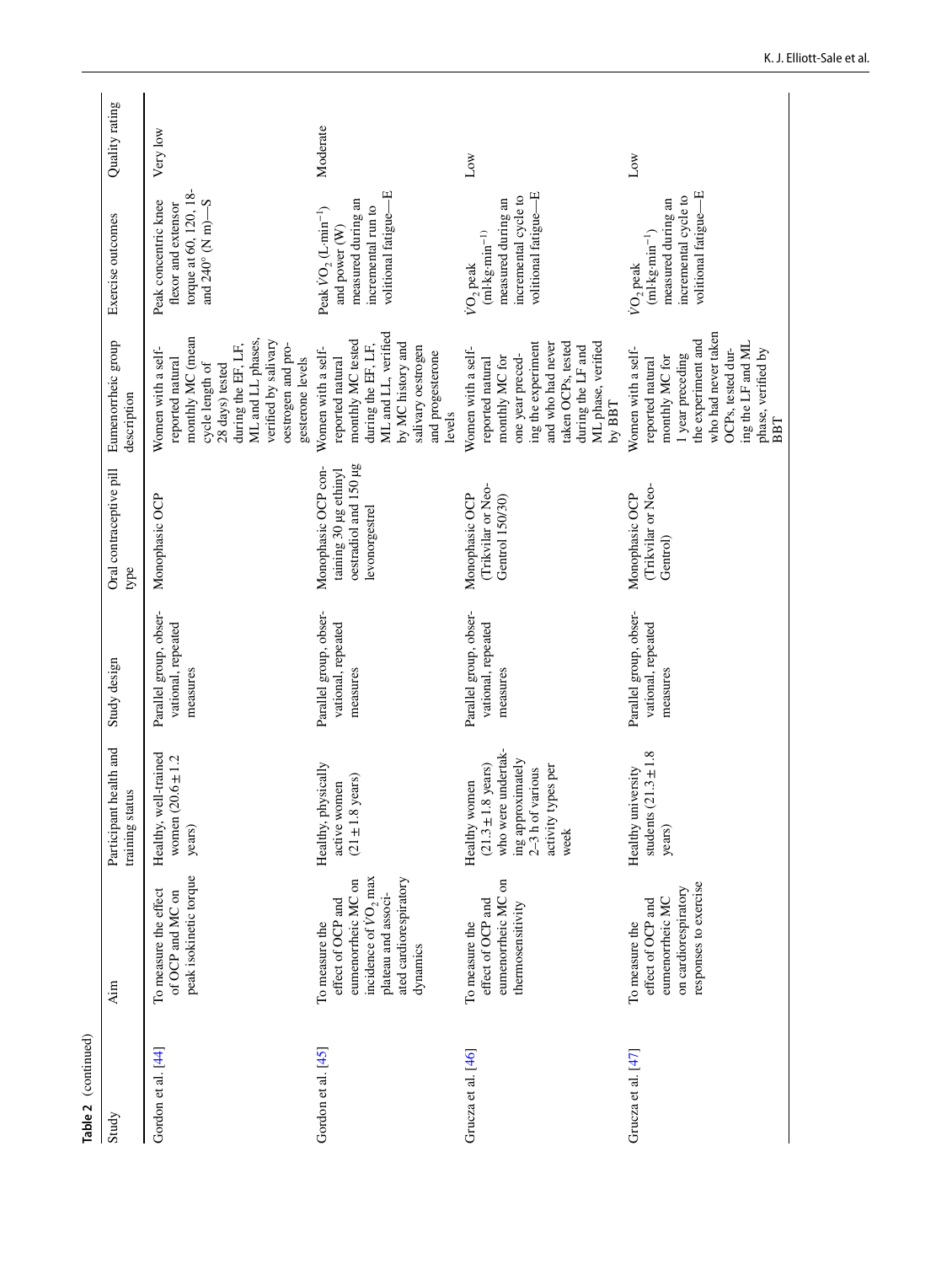**Table 2** (continued)

| Study | Aim | Participant health and training status | Study design | Oral contraceptive pill type | Eumenorrheic group description | Exercise outcomes | Quality rating |
|---|---|---|---|---|---|---|---|
| Gordon et al. [44] | To measure the effect of OCP and MC on peak isokinetic torque | Healthy, well-trained women (20.6 ± 1.2 years) | Parallel group, observational, repeated measures | Monophasic OCP | Women with a self-reported natural monthly MC (mean cycle length of 28 days) tested during the EF, LF, ML and LL phases, verified by salivary oestrogen and progesterone levels | Peak concentric knee flexor and extensor torque at 60, 120, 180 and 240° (N m)—S | Very low |
| Gordon et al. [45] | To measure the effect of OCP and eumenorrheic MC on incidence of $\dot{V}O_2$ max plateau and associated cardiorespiratory dynamics | Healthy, physically active women (21 ± 1.8 years) | Parallel group, observational, repeated measures | Monophasic OCP containing 30 µg ethinyl oestradiol and 150 µg levonorgestrel | Women with a self-reported natural monthly MC tested during the EF, LF, ML and LL, verified by MC history and salivary oestrogen and progesterone levels | Peak $\dot{V}O_2$ (L·min$^{-1}$) and power (W) measured during an incremental run to volitional fatigue—E | Moderate |
| Grucza et al. [46] | To measure the effect of OCP and eumenorrheic MC on thermosensitivity | Healthy women (21.3 ± 1.8 years) who were undertaking approximately 2–3 h of various activity types per week | Parallel group, observational, repeated measures | Monophasic OCP (Trikvilar or Neo-Gentrol 150/30) | Women with a self-reported natural monthly MC for one year preceding the experiment and who had never taken OCPs, tested during the LF and ML phase, verified by BBT | $\dot{V}O_2$ peak (ml·kg·min$^{-1}$) measured during an incremental cycle to volitional fatigue—E | Low |
| Grucza et al. [47] | To measure the effect of OCP and eumenorrheic MC on cardiorespiratory responses to exercise | Healthy university students (21.3 ± 1.8 years) | Parallel group, observational, repeated measures | Monophasic OCP (Trikvilar or Neo-Gentrol) | Women with a self-reported natural monthly MC for 1 year preceding the experiment and who had never taken OCPs, tested during the LF and ML phase, verified by BBT | $\dot{V}O_2$ peak (ml·kg·min$^{-1}$) measured during an incremental cycle to volitional fatigue—E | Low |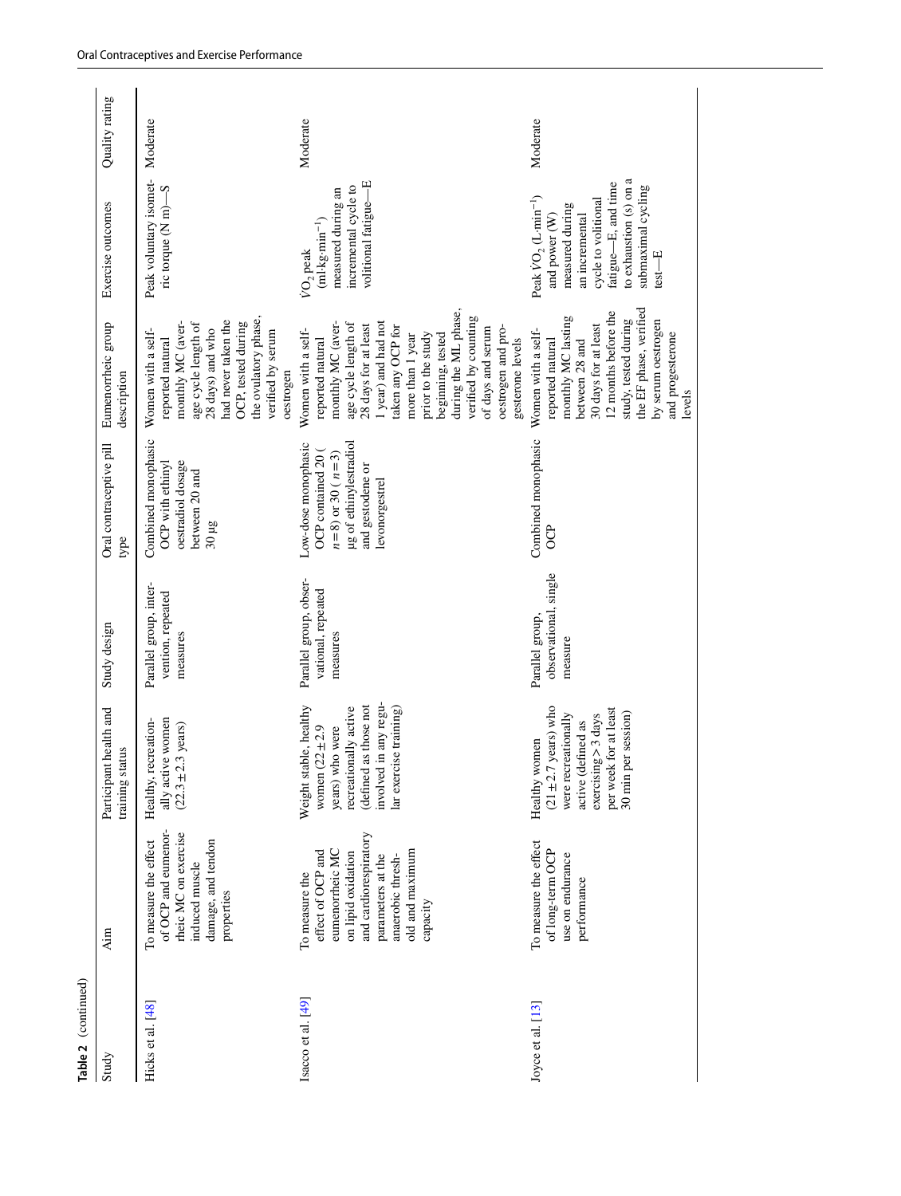**Table 2** (continued)

| Study | Aim | Participant health and training status | Study design | Oral contraceptive pill type | Eumenorrheic group description | Exercise outcomes | Quality rating |
|---|---|---|---|---|---|---|---|
| Hicks et al. [48] | To measure the effect of OCP and eumenorrheic MC on exercise induced muscle damage, and tendon properties | Healthy, recreationally active women (22.3 ± 2.3 years) | Parallel group, intervention, repeated measures | Combined monophasic OCP with ethinyl oestradiol dosage between 20 and 30 µg | Women with a self-reported natural monthly MC (average cycle length of 28 days) and who had never taken the OCP, tested during the ovulatory phase, verified by serum oestrogen | Peak voluntary isometric torque (N m)—S | Moderate |
| Isacco et al. [49] | To measure the effect of OCP and eumenorrheic MC on lipid oxidation and cardiorespiratory parameters at the anaerobic threshold and maximum capacity | Weight stable, healthy women (22 ± 2.9 years) who were recreationally active (defined as those not involved in any regular exercise training) | Parallel group, observational, repeated measures | Low-dose monophasic OCP contained 20 ($n = 8$) or 30 ($n = 3$) µg of ethinylestradiol and gestodene or levonorgestrel | Women with a self-reported natural monthly MC (average cycle length of 28 days for at least 1 year) and had not taken any OCP for more than 1 year prior to the study beginning, tested during the ML phase, verified by counting of days and serum oestrogen and progesterone levels | $\dot{V}O_2$ peak (ml·kg·min$^{-1}$) measured during an incremental cycle to volitional fatigue—E | Moderate |
| Joyce et al. [13] | To measure the effect of long-term OCP use on endurance performance | Healthy women (21 ± 2.7 years) who were recreationally active (defined as exercising > 3 days per week for at least 30 min per session) | Parallel group, observational, single measure | Combined monophasic OCP | Women with a self-reported natural monthly MC lasting between 28 and 30 days for at least 12 months before the study, tested during the EF phase, verified by serum oestrogen and progesterone levels | Peak $\dot{V}O_2$ (L·min$^{-1}$) and power (W) measured during an incremental cycle to volitional fatigue—E, and time to exhaustion (s) on a submaximal cycling test—E | Moderate |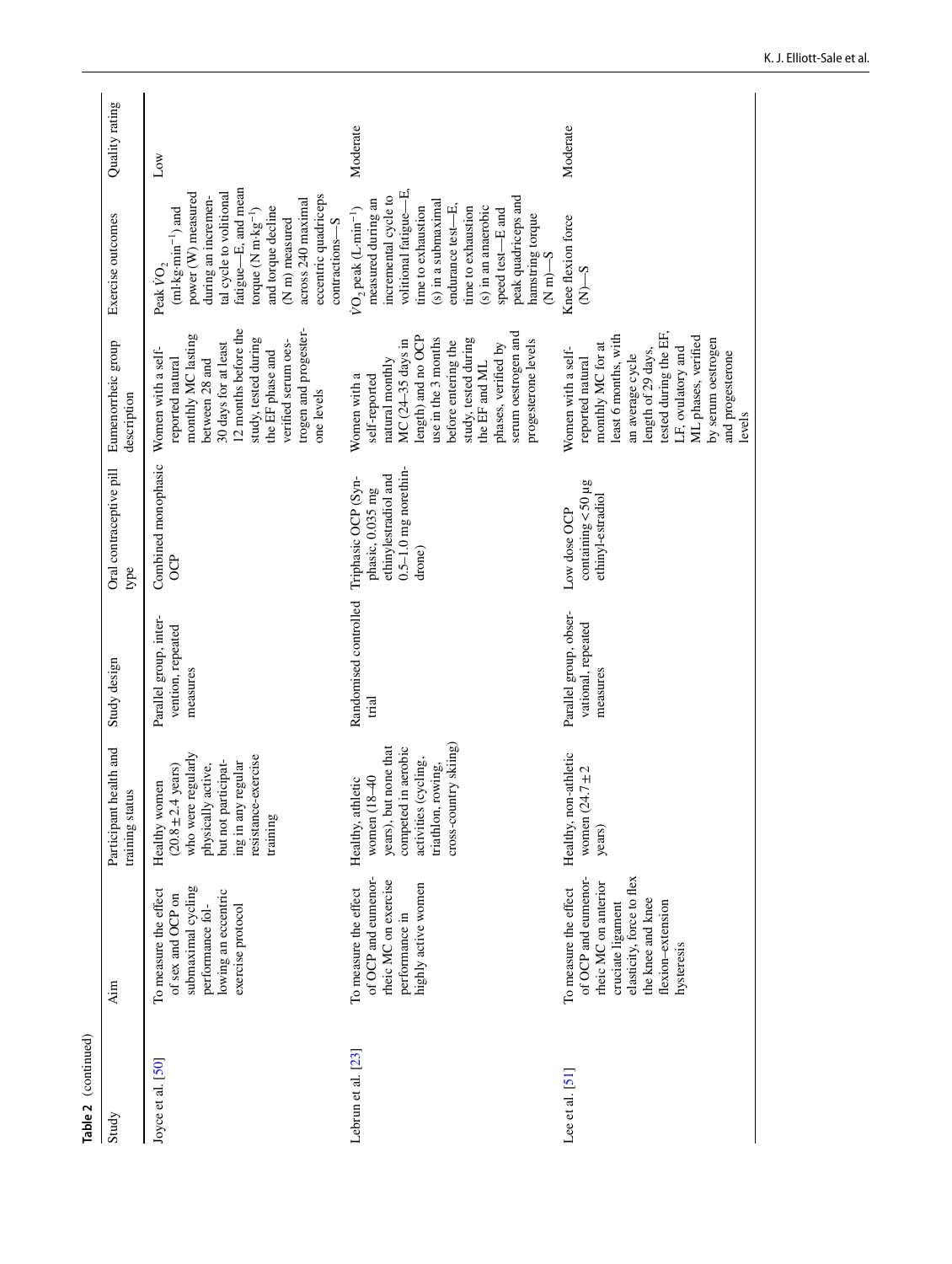**Table 2** (continued)

| Study | Aim | Participant health and training status | Study design | Oral contraceptive pill type | Eumenorrheic group description | Exercise outcomes | Quality rating |
|---|---|---|---|---|---|---|---|
| Joyce et al. [50] | To measure the effect of sex and OCP on submaximal cycling performance following an eccentric exercise protocol | Healthy women (20.8 ± 2.4 years) who were regularly physically active, but not participating in any regular resistance-exercise training | Parallel group, intervention, repeated measures | Combined monophasic OCP | Women with a self-reported natural monthly MC lasting between 28 and 30 days for at least 12 months before the study, tested during the EF phase and verified serum oestrogen and progesterone levels | Peak $\dot{V}O_2$ (ml·kg·min$^{-1}$) and power (W) measured during an incremental cycle to volitional fatigue—E, and mean torque (N m·kg$^{-1}$) and torque decline (N m) measured across 240 maximal eccentric quadriceps contractions—S | Low |
| Lebrun et al. [23] | To measure the effect of OCP and eumenorrheic MC on exercise performance in highly active women | Healthy, athletic women (18–40 years), but none that competed in aerobic activities (cycling, triathlon, rowing, cross-country skiing) | Randomised controlled trial | Triphasic OCP (Synphasic, 0.035 mg ethinylestradiol and 0.5–1.0 mg norethindrone) | Women with a self-reported natural monthly MC (24–35 days in length) and no OCP use in the 3 months before entering the study, tested during the EF and ML phases, verified by serum oestrogen and progesterone levels | $\dot{V}O_2$ peak (L·min$^{-1}$) measured during an incremental cycle to volitional fatigue—E, time to exhaustion (s) in a submaximal endurance test—E, time to exhaustion (s) in an anaerobic speed test—E and peak quadriceps and hamstring torque (N m)—S | Moderate |
| Lee et al. [51] | To measure the effect of OCP and eumenorrheic MC on anterior cruciate ligament elasticity, force to flex the knee and knee flexion–extension hysteresis | Healthy, non-athletic women (24.7 ± 2 years) | Parallel group, observational, repeated measures | Low dose OCP containing < 50 µg ethinyl-estradiol | Women with a self-reported natural monthly MC for at least 6 months, with an average cycle length of 29 days, tested during the EF, LF, ovulatory and ML phases, verified by serum oestrogen and progesterone levels | Knee flexion force (N)—S | Moderate |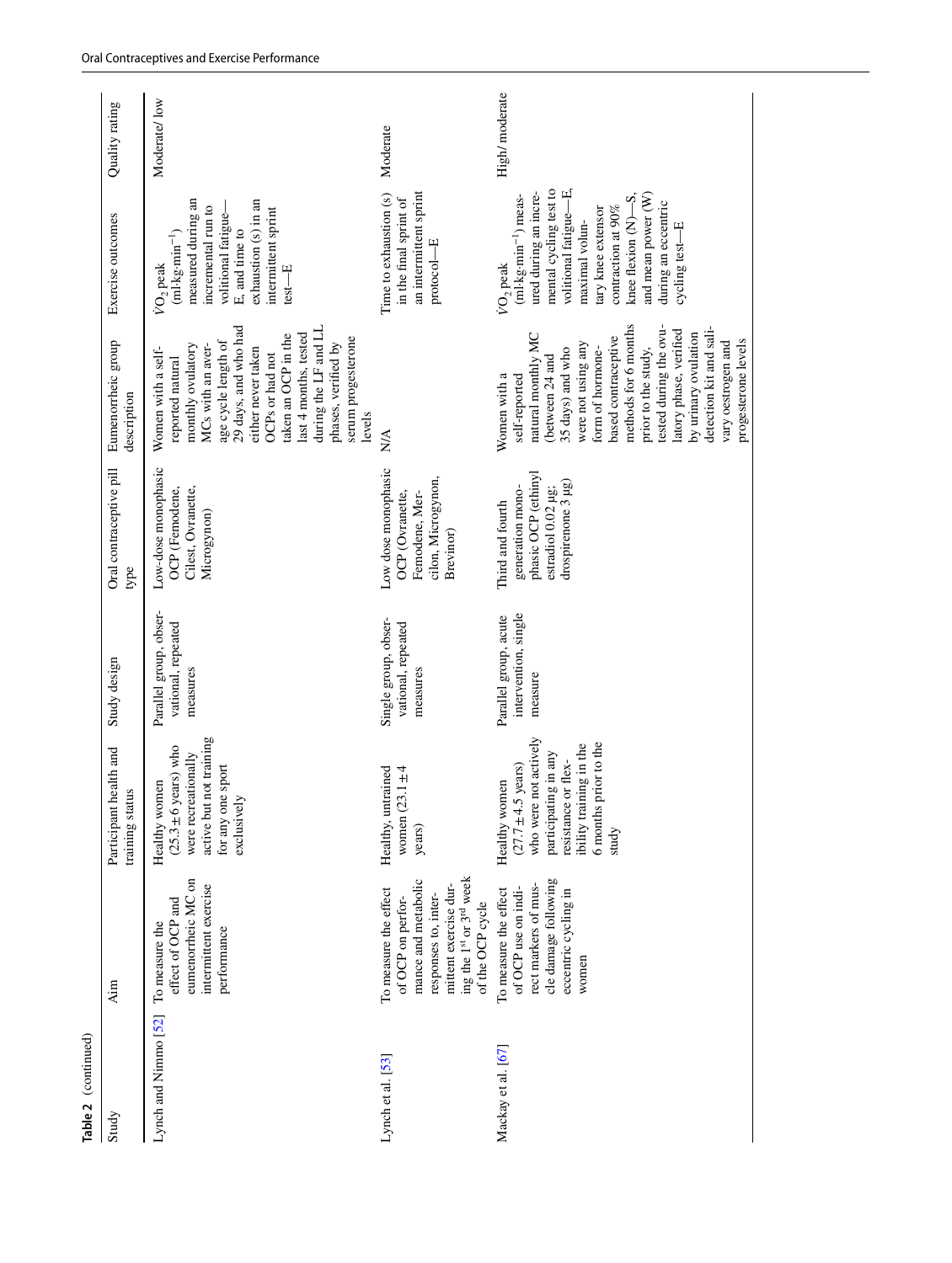**Table 2** (continued)

| Study | Aim | Participant health and training status | Study design | Oral contraceptive pill type | Eumenorrheic group description | Exercise outcomes | Quality rating |
|---|---|---|---|---|---|---|---|
| Lynch and Nimmo [52] | To measure the effect of OCP and eumenorrheic MC on intermittent exercise performance | Healthy women (25.3 ± 6 years) who were recreationally active but not training for any one sport exclusively | Parallel group, observational, repeated measures | Low-dose monophasic OCP (Femodene, Cilest, Ovranette, Microgynon) | Women with a self-reported natural monthly ovulatory MCs with an average cycle length of 29 days, and who had either never taken OCPs or had not taken an OCP in the last 4 months, tested during the LF and LL phases, verified by serum progesterone levels | $\dot{V}O_2$ peak (ml·kg·min$^{-1}$) measured during an incremental run to volitional fatigue—E, and time to exhaustion (s) in an intermittent sprint test—E | Moderate/ low |
| Lynch et al. [53] | To measure the effect of OCP on performance and metabolic responses to, intermittent exercise during the 1st or 3rd week of the OCP cycle | Healthy, untrained women (23.1 ± 4 years) | Single group, observational, repeated measures | Low dose monophasic OCP (Ovranette, Femodene, Mercilon, Microgynon, Brevinor) | N/A | Time to exhaustion (s) in the final sprint of an intermittent sprint protocol—E | Moderate |
| Mackay et al. [67] | To measure the effect of OCP use on indirect markers of muscle damage following eccentric cycling in women | Healthy women (27.7 ± 4.5 years) who were not actively participating in any resistance or flexibility training in the 6 months prior to the study | Parallel group, acute intervention, single measure | Third and fourth generation monophasic OCP (ethinyl estradiol 0.02 µg; drospirenone 3 µg) | Women with a self-reported natural monthly MC (between 24 and 35 days) and who were not using any form of hormone-based contraceptive methods for 6 months prior to the study, tested during the ovulatory phase, verified by urinary ovulation detection kit and salivary oestrogen and progesterone levels | $\dot{V}O_2$ peak (ml·kg·min$^{-1}$) measured during an incremental cycling test to volitional fatigue—E, maximal voluntary knee extensor contraction at 90% knee flexion (N)—S, and mean power (W) during an eccentric cycling test—E | High/ moderate |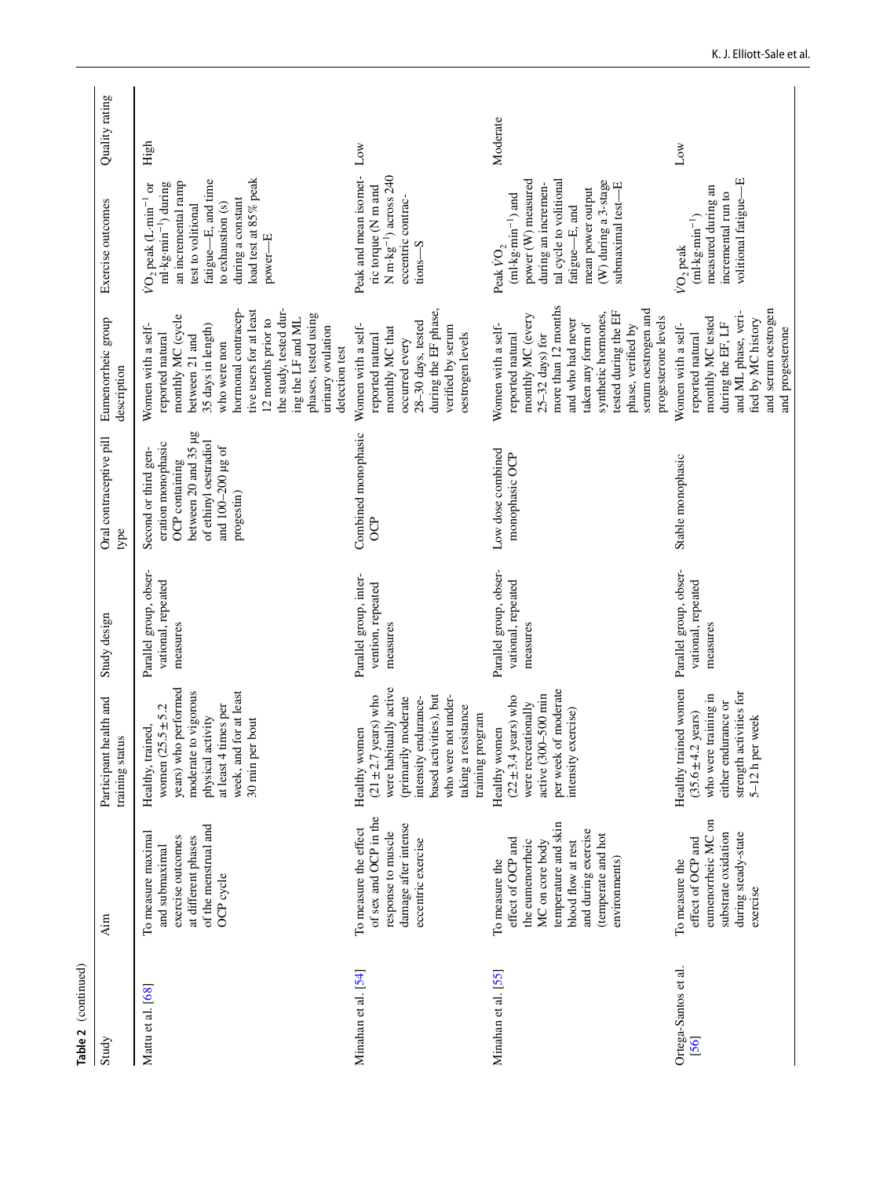**Table 2** (continued)

| Study | Aim | Participant health and training status | Study design | Oral contraceptive pill type | Eumenorrheic group description | Exercise outcomes | Quality rating |
|---|---|---|---|---|---|---|---|
| Mattu et al. [68] | To measure maximal and submaximal exercise outcomes at different phases of the menstrual and OCP cycle | Healthy, trained, women (25.5 ± 5.2 years) who performed moderate to vigorous physical activity at least 4 times per week, and for at least 30 min per bout | Parallel group, observational, repeated measures | Second or third generation monophasic OCP containing between 20 and 35 µg of ethinyl oestradiol and 100–200 µg of progestin) | Women with a self-reported natural monthly MC (cycle between 21 and 35 days in length) who were non hormonal contraceptive users for at least 12 months prior to the study, tested during the LF and ML phases, tested using urinary ovulation detection test | $\dot{V}O_2$ peak ($L \cdot min^{-1}$ or $ml \cdot kg \cdot min^{-1}$) during an incremental ramp test to volitional fatigue—E, and time to exhaustion (s) during a constant load test at 85% peak power—E | High |
| Minahan et al. [54] | To measure the effect of sex and OCP in the response to muscle damage after intense eccentric exercise | Healthy women (21 ± 2.7 years) who were habitually active (primarily moderate intensity endurance-based activities), but who were not undertaking a resistance training program | Parallel group, intervention, repeated measures | Combined monophasic OCP | Women with a self-reported natural monthly MC that occurred every 28–30 days, tested during the EF phase, verified by serum oestrogen levels | Peak and mean isometric torque (N m and $N \cdot m \cdot kg^{-1}$) across 240 eccentric contractions—S | Low |
| Minahan et al. [55] | To measure the effect of OCP and the eumenorrheic MC on core body temperature and skin blood flow at rest and during exercise (temperate and hot environments) | Healthy women (22 ± 3.4 years) who were recreationally active (300–500 min per week of moderate intensity exercise) | Parallel group, observational, repeated measures | Low dose combined monophasic OCP | Women with a self-reported natural monthly MC (every 25–32 days) for more than 12 months and who had never taken any form of synthetic hormones, tested during the EF phase, verified by serum oestrogen and progesterone levels | Peak $\dot{V}O_2$ ($ml \cdot kg \cdot min^{-1}$) and power (W) measured during an incremental cycle to volitional fatigue—E, and mean power output (W) during a 3-stage submaximal test—E | Moderate |
| Ortega-Santos et al. [56] | To measure the effect of OCP and eumenorrheic MC on substrate oxidation during steady-state exercise | Healthy trained women (35.6 ± 4.2 years) who were training in either endurance or strength activities for 5–12 h per week | Parallel group, observational, repeated measures | Stable monophasic | Women with a self-reported natural monthly MC tested during the EF, LF and ML phase, verified by MC history and serum oestrogen and progesterone | $\dot{V}O_2$ peak ($ml \cdot kg \cdot min^{-1}$) measured during an incremental run to volitional fatigue—E | Low |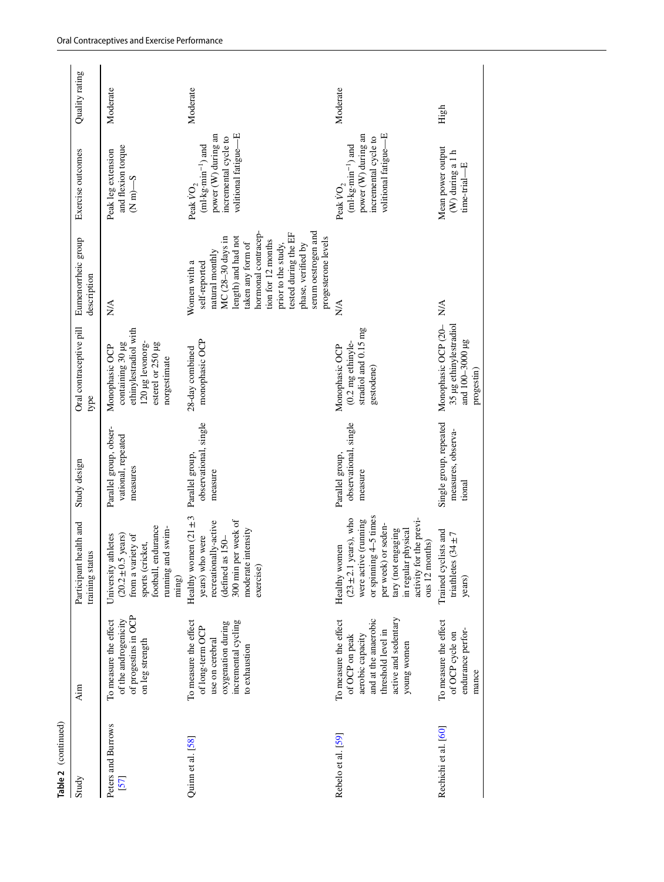**Table 2** (continued)

| Study | Aim | Participant health and training status | Study design | Oral contraceptive pill type | Eumenorrheic group description | Exercise outcomes | Quality rating |
|---|---|---|---|---|---|---|---|
| Peters and Burrows [57] | To measure the effect of the androgenicity of progestins in OCP on leg strength | University athletes (20.2 ± 0.5 years) from a variety of sports (cricket, football, endurance running and swimming) | Parallel group, observational, repeated measures | Monophasic OCP containing 30 µg ethinylestradiol with 120 µg levonorgesterel or 250 µg norgestimate | N/A | Peak leg extension and flexion torque (N m)—S | Moderate |
| Quinn et al. [58] | To measure the effect of long-term OCP use on cerebral oxygenation during incremental cycling to exhaustion | Healthy women (21 ± 3 years) who were recreationally-active (defined as 150–300 min per week of moderate intensity exercise) | Parallel group, observational, single measure | 28-day combined monophasic OCP | Women with a self-reported natural monthly MC (28–30 days in length) and had not taken any form of hormonal contraception for 12 months prior to the study, tested during the EF phase, verified by serum oestrogen and progesterone levels | Peak $\dot{V}O_2$ (ml·kg·min$^{-1}$) and power (W) during an incremental cycle to volitional fatigue—E | Moderate |
| Rebelo et al. [59] | To measure the effect of OCP on peak aerobic capacity and at the anaerobic threshold level in active and sedentary young women | Healthy women (23 ± 2.1 years), who were active (running or spinning 4–5 times per week) or sedentary (not engaging in regular physical activity for the previous 12 months) | Parallel group, observational, single measure | Monophasic OCP (0.2 mg ethinylestradiol and 0.15 mg gestodene) | N/A | Peak $\dot{V}O_2$ (ml·kg·min$^{-1}$) and power (W) during an incremental cycle to volitional fatigue—E | Moderate |
| Rechichi et al. [60] | To measure the effect of OCP cycle on endurance performance | Trained cyclists and triathletes (34 ± 7 years) | Single group, repeated measures, observational | Monophasic OCP (20–35 µg ethinylestradiol and 100–3000 µg progestin) | N/A | Mean power output (W) during a 1 h time-trial—E | High |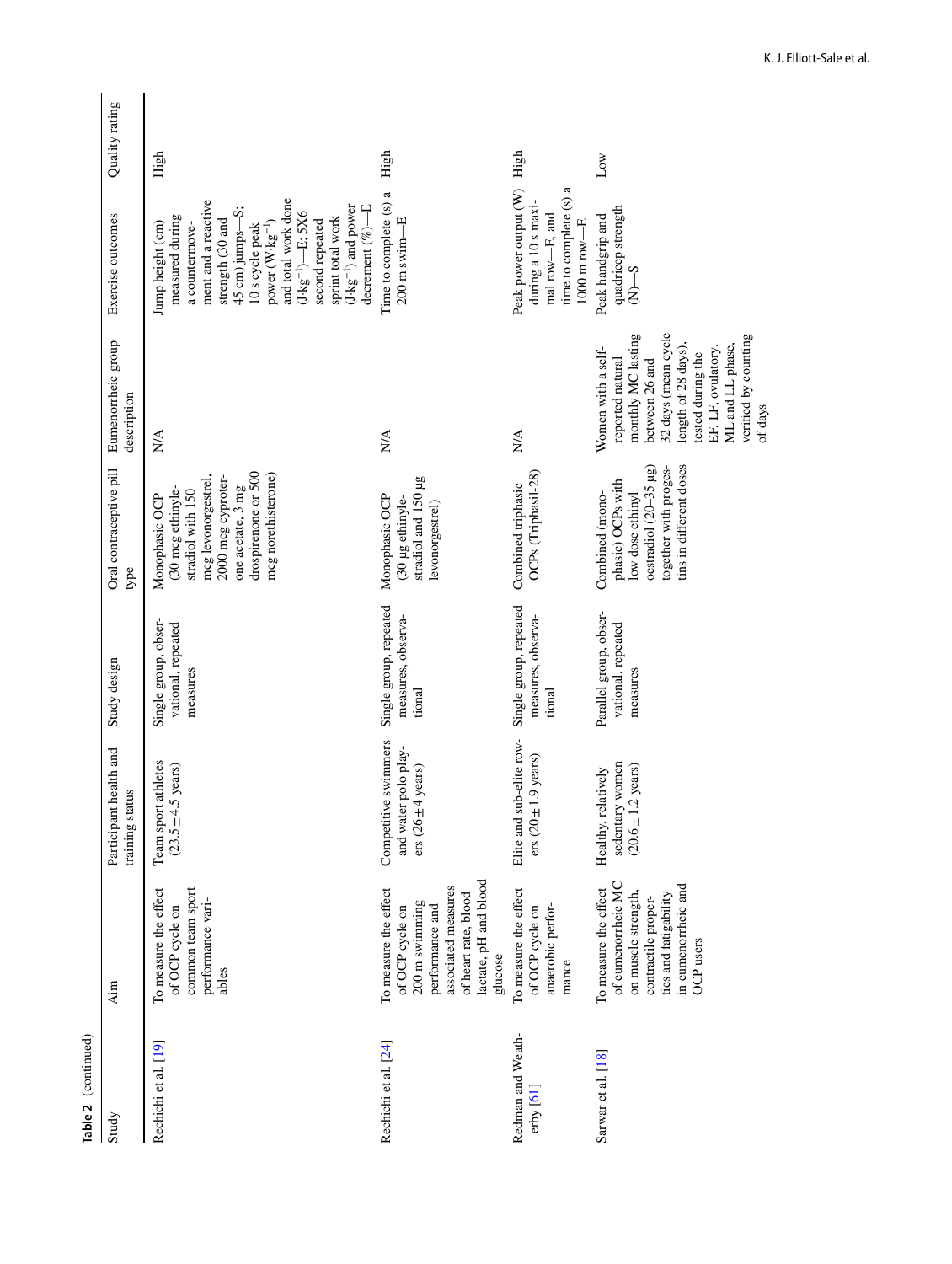**Table 2** (continued)

| Study | Aim | Participant health and training status | Study design | Oral contraceptive pill type | Eumenorrheic group description | Exercise outcomes | Quality rating |
|---|---|---|---|---|---|---|---|
| Rechichi et al. [19] | To measure the effect of OCP cycle on common team sport performance variables | Team sport athletes (23.5 ± 4.5 years) | Single group, observational, repeated measures | Monophasic OCP (30 mcg ethinylestradiol with 150 mcg levonorgestrel, 2000 mcg cyproterone acetate, 3 mg drospirenone or 500 mcg norethisterone) | N/A | Jump height (cm) measured during a countermovement and a reactive strength (30 and 45 cm) jumps—S; 10 s cycle peak power ($W \cdot kg^{-1}$) and total work done ($J \cdot kg^{-1}$)—E; 5X6 second repeated sprint total work ($J \cdot kg^{-1}$) and power decrement (%)—E | High |
| Rechichi et al. [24] | To measure the effect of OCP cycle on 200 m swimming performance and associated measures of heart rate, blood lactate, pH and blood glucose | Competitive swimmers and water polo players (26 ± 4 years) | Single group, repeated measures, observational | Monophasic OCP (30 µg ethinylestradiol and 150 µg levonorgestrel) | N/A | Time to complete (s) a 200 m swim—E | High |
| Redman and Weatherby [61] | To measure the effect of OCP cycle on anaerobic performance | Elite and sub-elite rowers (20 ± 1.9 years) | Single group, repeated measures, observational | Combined triphasic OCPs (Triphasil-28) | N/A | Peak power output (W) during a 10 s maximal row—E, and time to complete (s) a 1000 m row—E | High |
| Sarwar et al. [18] | To measure the effect of eumenorrheic MC on muscle strength, contractile properties and fatigability in eumenorrheic and OCP users | Healthy, relatively sedentary women (20.6 ± 1.2 years) | Parallel group, observational, repeated measures | Combined (monophasic) OCPs with low dose ethinyl oestradiol (20–35 µg) together with progestins in different doses | Women with a self-reported natural monthly MC lasting between 26 and 32 days (mean cycle length of 28 days), tested during the EF, LF, ovulatory, ML and LL phase, verified by counting of days | Peak handgrip and quadricep strength (N)—S | Low |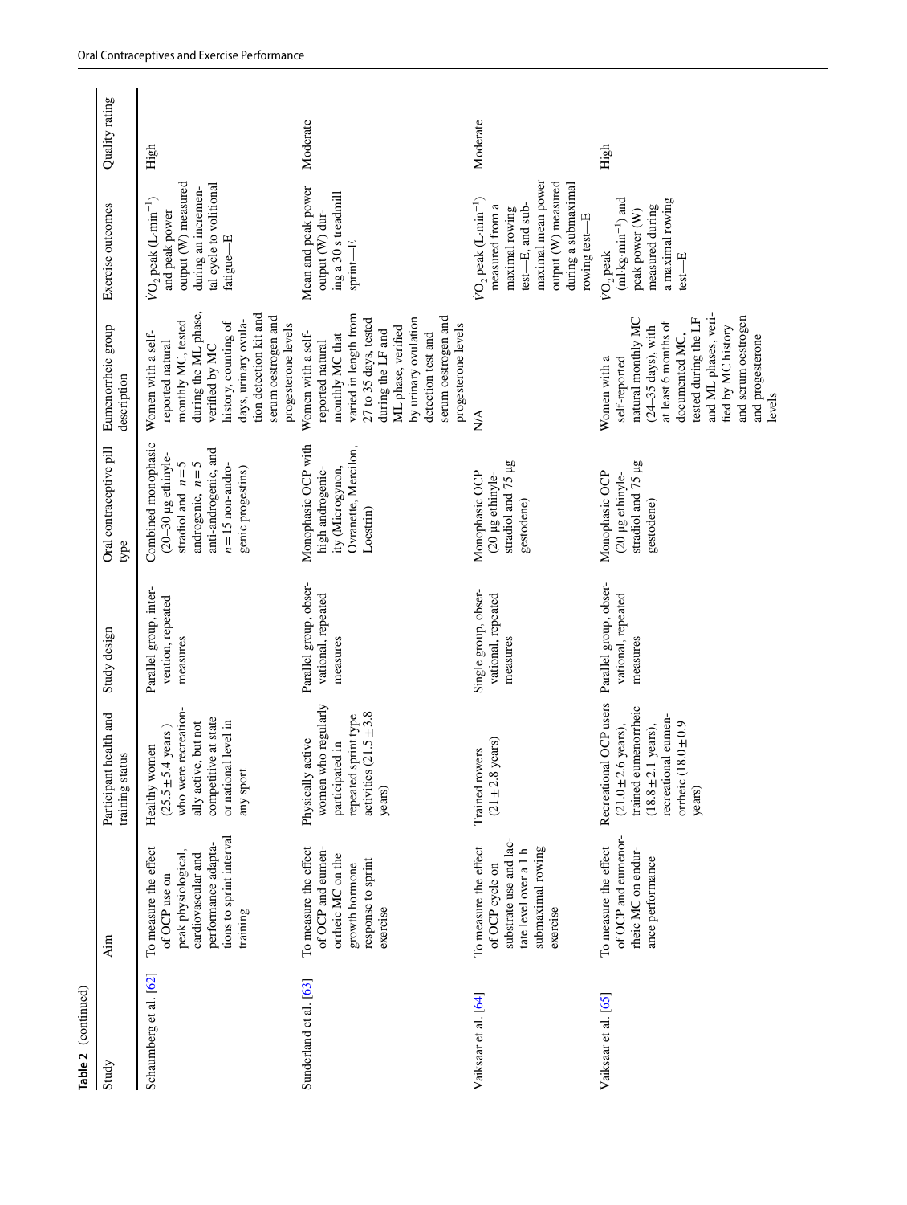**Table 2** (continued)

| Study | Aim | Participant health and training status | Study design | Oral contraceptive pill type | Eumenorrheic group description | Exercise outcomes | Quality rating |
|---|---|---|---|---|---|---|---|
| Schaumberg et al. [62] | To measure the effect of OCP use on peak physiological, cardiovascular and performance adaptations to sprint interval training | Healthy women (25.5 ± 5.4 years) who were recreationally active, but not competitive at state or national level in any sport | Parallel group, intervention, repeated measures | Combined monophasic (20–30 µg ethinylestradiol and $n = 5$ androgenic, $n = 5$ anti-androgenic, and $n = 15$ non-androgenic progestins) | Women with a self-reported natural monthly MC, tested during the ML phase, verified by MC history, counting of days, urinary ovulation detection kit and serum oestrogen and progesterone levels | $\dot{V}O_2$ peak ($L \cdot min^{-1}$) and peak power output (W) measured during an incremental cycle to volitional fatigue—E | High |
| Sunderland et al. [63] | To measure the effect of OCP and eumenorrheic MC on the growth hormone response to sprint exercise | Physically active women who regularly participated in repeated sprint type activities (21.5 ± 3.8 years) | Parallel group, observational, repeated measures | Monophasic OCP with high androgenicity (Microgynon, Ovranette, Mercilon, Loestrin) | Women with a self-reported natural monthly MC that varied in length from 27 to 35 days, tested during the LF and ML phase, verified by urinary ovulation detection test and serum oestrogen and progesterone levels | Mean and peak power output (W) during a 30 s treadmill sprint—E | Moderate |
| Vaiksaar et al. [64] | To measure the effect of OCP cycle on substrate use and lactate level over a 1 h submaximal rowing exercise | Trained rowers (21 ± 2.8 years) | Single group, observational, repeated measures | Monophasic OCP (20 µg ethinylestradiol and 75 µg gestodene) | N/A | $\dot{V}O_2$ peak ($L \cdot min^{-1}$) measured from a maximal rowing test—E, and submaximal mean power output (W) measured during a submaximal rowing test—E | Moderate |
| Vaiksaar et al. [65] | To measure the effect of OCP and eumenorrheic MC on endurance performance | Recreational OCP users (21.0 ± 2.6 years), trained eumenorrheic (18.8 ± 2.1 years), recreational eumenorrheic (18.0 ± 0.9 years) | Parallel group, observational, repeated measures | Monophasic OCP (20 µg ethinylestradiol and 75 µg gestodene) | Women with a self-reported natural monthly MC (24–35 days), with at least 6 months of documented MC, tested during the LF and ML phases, verified by MC history and serum oestrogen and progesterone levels | $\dot{V}O_2$ peak ($ml \cdot kg \cdot min^{-1}$) and peak power (W) measured during a maximal rowing test—E | High |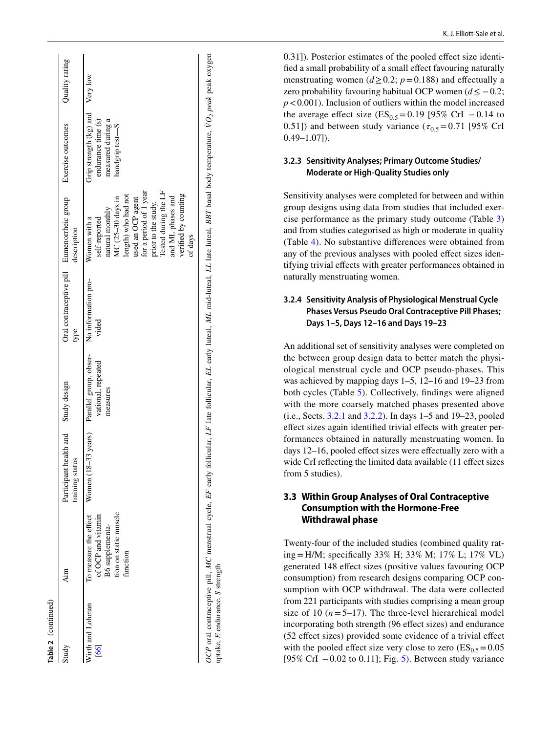**Table 2** (continued)

| Study | Aim | Participant health and training status | Study design | Oral contraceptive pill type | Eumenorrheic group description | Exercise outcomes | Quality rating |
|---|---|---|---|---|---|---|---|
| Wirth and Lohman [66] | To measure the effect of OCP and vitamin B6 supplementation on static muscle function | Women (18–33 years) | Parallel group, observational, repeated measures | No information provided | Women with a self-reported natural monthly MC (25–30 days in length) who had not used an OCP agent for a period of 1 year prior to the study. Tested during the LF and ML phases and verified by counting of days | Grip strength (kg) and endurance time (s) measured during a handgrip test—S | Very low |

*OCP* oral contraceptive pill, *MC* menstrual cycle, *EF* early follicular, *LF* late follicular, *EL* early luteal, *ML* mid-luteal, *LL* late luteal, *BBT* basal body temperature, $\dot{V}O_{2}$ *peak* peak oxygen uptake, *E* endurance, *S* strength

0.31]). Posterior estimates of the pooled effect size identified a small probability of a small effect favouring naturally menstruating women ($d \geq 0.2$; $p = 0.188$) and effectually a zero probability favouring habitual OCP women ($d \leq -0.2$; $p < 0.001$). Inclusion of outliers within the model increased the average effect size ($ES_{0.5} = 0.19$ [95% CrI −0.14 to 0.51]) and between study variance ($\tau_{0.5} = 0.71$ [95% CrI 0.49–1.07]).

#### 3.2.3 Sensitivity Analyses; Primary Outcome Studies/Moderate or High-Quality Studies only

Sensitivity analyses were completed for between and within group designs using data from studies that included exercise performance as the primary study outcome (Table 3) and from studies categorised as high or moderate in quality (Table 4). No substantive differences were obtained from any of the previous analyses with pooled effect sizes identifying trivial effects with greater performances obtained in naturally menstruating women.

#### 3.2.4 Sensitivity Analysis of Physiological Menstrual Cycle Phases Versus Pseudo Oral Contraceptive Pill Phases; Days 1–5, Days 12–16 and Days 19–23

An additional set of sensitivity analyses were completed on the between group design data to better match the physiological menstrual cycle and OCP pseudo-phases. This was achieved by mapping days 1–5, 12–16 and 19–23 from both cycles (Table 5). Collectively, findings were aligned with the more coarsely matched phases presented above (i.e., Sects. 3.2.1 and 3.2.2). In days 1–5 and 19–23, pooled effect sizes again identified trivial effects with greater performances obtained in naturally menstruating women. In days 12–16, pooled effect sizes were effectually zero with a wide CrI reflecting the limited data available (11 effect sizes from 5 studies).

### 3.3 Within Group Analyses of Oral Contraceptive Consumption with the Hormone-Free Withdrawal phase

Twenty-four of the included studies (combined quality rating = H/M; specifically 33% H; 33% M; 17% L; 17% VL) generated 148 effect sizes (positive values favouring OCP consumption) from research designs comparing OCP consumption with OCP withdrawal. The data were collected from 221 participants with studies comprising a mean group size of 10 ($n = 5$–17). The three-level hierarchical model incorporating both strength (96 effect sizes) and endurance (52 effect sizes) provided some evidence of a trivial effect with the pooled effect size very close to zero ($ES_{0.5} = 0.05$ [95% CrI −0.02 to 0.11]; Fig. 5). Between study variance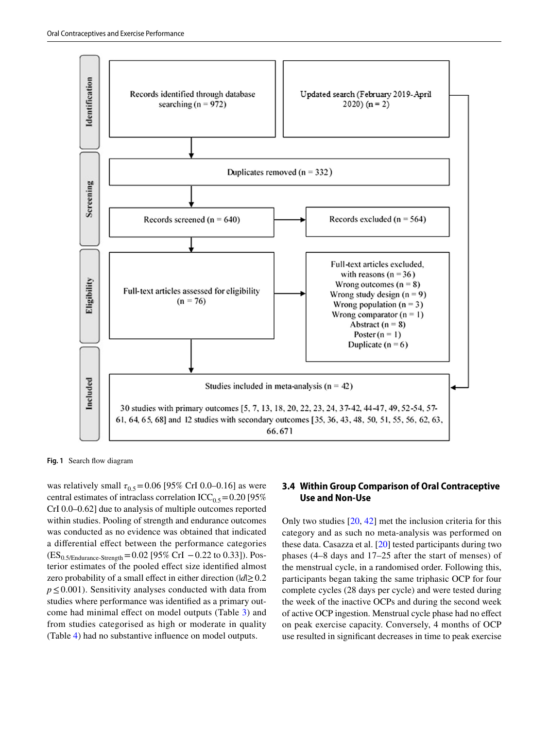**Identification**

Records identified through database searching (n = 972)

Updated search (February 2019–April 2020) (n = 2)

**Screening**

Duplicates removed (n = 332)

Records screened (n = 640)

Records excluded (n = 564)

**Eligibility**

Full-text articles assessed for eligibility (n = 76)

Full-text articles excluded, with reasons (n = 36)
Wrong outcomes (n = 8)
Wrong study design (n = 9)
Wrong population (n = 3)
Wrong comparator (n = 1)
Abstract (n = 8)
Poster (n = 1)
Duplicate (n = 6)

**Included**

Studies included in meta-analysis (n = 42)

30 studies with primary outcomes [5, 7, 13, 18, 20, 22, 23, 24, 37-42, 44-47, 49, 52-54, 57-61, 64, 65, 68] and 12 studies with secondary outcomes [35, 36, 43, 48, 50, 51, 55, 56, 62, 63, 66, 67]

**Fig. 1** Search flow diagram

was relatively small $\tau_{0.5}=0.06$ [95% CrI 0.0–0.16] as were central estimates of intraclass correlation $ICC_{0.5}=0.20$ [95% CrI 0.0–0.62] due to analysis of multiple outcomes reported within studies. Pooling of strength and endurance outcomes was conducted as no evidence was obtained that indicated a differential effect between the performance categories ($ES_{0.5/\text{Endurance-Strength}}=0.02$ [95% CrI $-0.22$ to 0.33]). Posterior estimates of the pooled effect size identified almost zero probability of a small effect in either direction ($|d|\geq 0.2$ $p\leq 0.001$). Sensitivity analyses conducted with data from studies where performance was identified as a primary outcome had minimal effect on model outputs (Table 3) and from studies categorised as high or moderate in quality (Table 4) had no substantive influence on model outputs.

### 3.4 Within Group Comparison of Oral Contraceptive Use and Non-Use

Only two studies [20, 42] met the inclusion criteria for this category and as such no meta-analysis was performed on these data. Casazza et al. [20] tested participants during two phases (4–8 days and 17–25 after the start of menses) of the menstrual cycle, in a randomised order. Following this, participants began taking the same triphasic OCP for four complete cycles (28 days per cycle) and were tested during the week of the inactive OCPs and during the second week of active OCP ingestion. Menstrual cycle phase had no effect on peak exercise capacity. Conversely, 4 months of OCP use resulted in significant decreases in time to peak exercise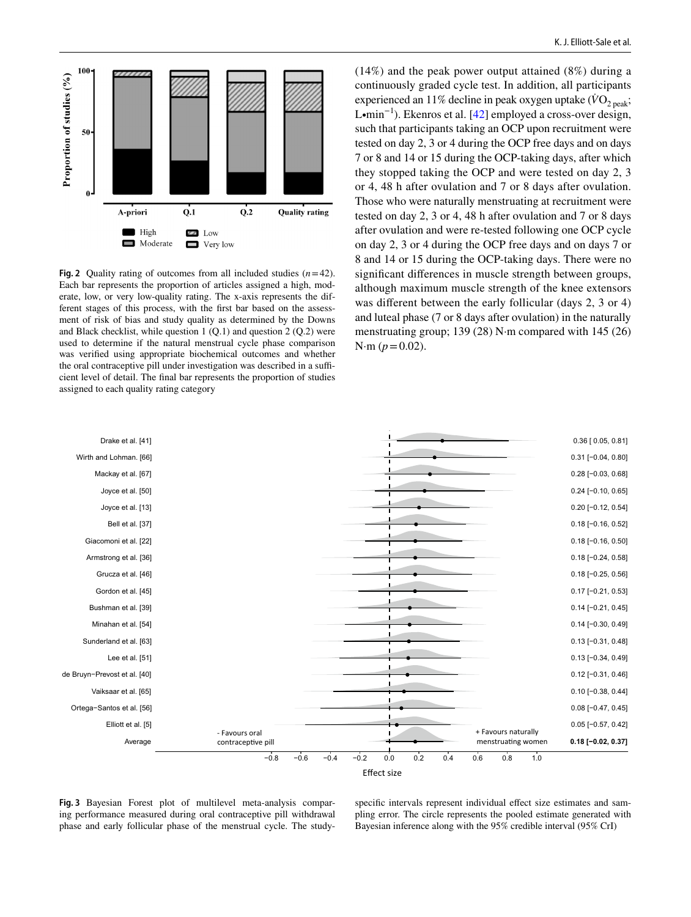Fig. 2 Quality rating of outcomes from all included studies ($n = 42$). Each bar represents the proportion of articles assigned a high, moderate, low, or very low-quality rating. The x-axis represents the different stages of this process, with the first bar based on the assessment of risk of bias and study quality as determined by the Downs and Black checklist, while question 1 (Q.1) and question 2 (Q.2) were used to determine if the natural menstrual cycle phase comparison was verified using appropriate biochemical outcomes and whether the oral contraceptive pill under investigation was described in a sufficient level of detail. The final bar represents the proportion of studies assigned to each quality rating category

(14%) and the peak power output attained (8%) during a continuously graded cycle test. In addition, all participants experienced an 11% decline in peak oxygen uptake ($\dot{V}O_{2\,peak}$; L•min$^{-1}$). Ekenros et al. [42] employed a cross-over design, such that participants taking an OCP upon recruitment were tested on day 2, 3 or 4 during the OCP free days and on days 7 or 8 and 14 or 15 during the OCP-taking days, after which they stopped taking the OCP and were tested on day 2, 3 or 4, 48 h after ovulation and 7 or 8 days after ovulation. Those who were naturally menstruating at recruitment were tested on day 2, 3 or 4, 48 h after ovulation and 7 or 8 days after ovulation and were re-tested following one OCP cycle on day 2, 3 or 4 during the OCP free days and on days 7 or 8 and 14 or 15 during the OCP-taking days. There were no significant differences in muscle strength between groups, although maximum muscle strength of the knee extensors was different between the early follicular (days 2, 3 or 4) and luteal phase (7 or 8 days after ovulation) in the naturally menstruating group; 139 (28) N·m compared with 145 (26) N·m ($p = 0.02$).

Fig. 3 Bayesian Forest plot of multilevel meta-analysis comparing performance measured during oral contraceptive pill withdrawal phase and early follicular phase of the menstrual cycle. The study-specific intervals represent individual effect size estimates and sampling error. The circle represents the pooled estimate generated with Bayesian inference along with the 95% credible interval (95% CrI)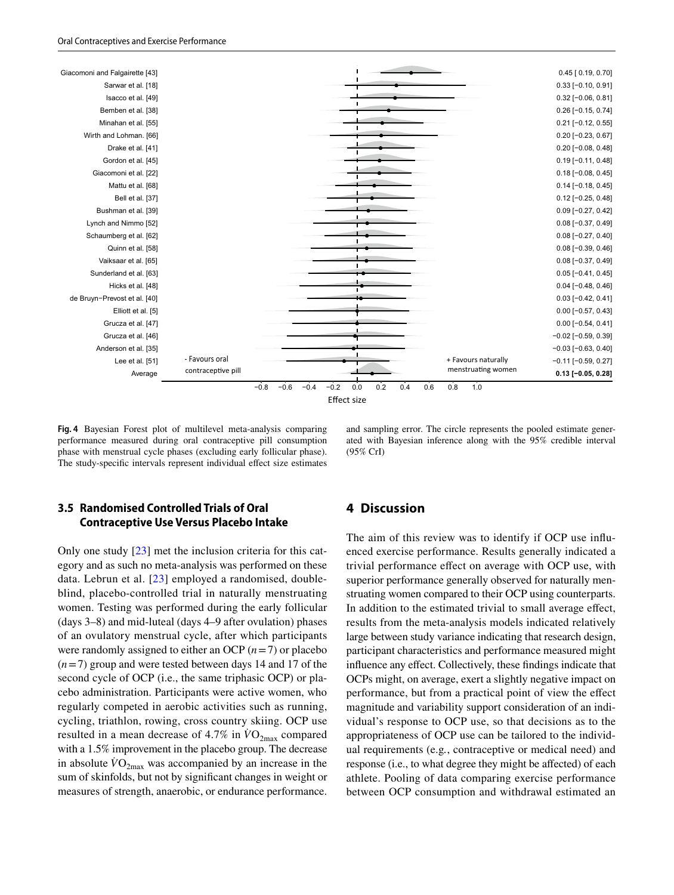| Study | Effect size [95% CrI] |
|---|---|
| Giacomoni and Falgairette [43] | 0.45 [ 0.19, 0.70] |
| Sarwar et al. [18] | 0.33 [−0.10, 0.91] |
| Isacco et al. [49] | 0.32 [−0.06, 0.81] |
| Bemben et al. [38] | 0.26 [−0.15, 0.74] |
| Minahan et al. [55] | 0.21 [−0.12, 0.55] |
| Wirth and Lohman. [66] | 0.20 [−0.23, 0.67] |
| Drake et al. [41] | 0.20 [−0.08, 0.48] |
| Gordon et al. [45] | 0.19 [−0.11, 0.48] |
| Giacomoni et al. [22] | 0.18 [−0.08, 0.45] |
| Mattu et al. [68] | 0.14 [−0.18, 0.45] |
| Bell et al. [37] | 0.12 [−0.25, 0.48] |
| Bushman et al. [39] | 0.09 [−0.27, 0.42] |
| Lynch and Nimmo [52] | 0.08 [−0.37, 0.49] |
| Schaumberg et al. [62] | 0.08 [−0.27, 0.40] |
| Quinn et al. [58] | 0.08 [−0.39, 0.46] |
| Vaiksaar et al. [65] | 0.08 [−0.37, 0.49] |
| Sunderland et al. [63] | 0.05 [−0.41, 0.45] |
| Hicks et al. [48] | 0.04 [−0.48, 0.46] |
| de Bruyn−Prevost et al. [40] | 0.03 [−0.42, 0.41] |
| Elliott et al. [5] | 0.00 [−0.57, 0.43] |
| Grucza et al. [47] | 0.00 [−0.54, 0.41] |
| Grucza et al. [46] | −0.02 [−0.59, 0.39] |
| Anderson et al. [35] | −0.03 [−0.63, 0.40] |
| Lee et al. [51] | −0.11 [−0.59, 0.27] |
| Average | **0.13 [−0.05, 0.28]** |

- Favours oral contraceptive pill | + Favours naturally menstruating women

Effect size

**Fig. 4** Bayesian Forest plot of multilevel meta-analysis comparing performance measured during oral contraceptive pill consumption phase with menstrual cycle phases (excluding early follicular phase). The study-specific intervals represent individual effect size estimates and sampling error. The circle represents the pooled estimate generated with Bayesian inference along with the 95% credible interval (95% CrI)

### 3.5 Randomised Controlled Trials of Oral Contraceptive Use Versus Placebo Intake

Only one study [23] met the inclusion criteria for this category and as such no meta-analysis was performed on these data. Lebrun et al. [23] employed a randomised, double-blind, placebo-controlled trial in naturally menstruating women. Testing was performed during the early follicular (days 3–8) and mid-luteal (days 4–9 after ovulation) phases of an ovulatory menstrual cycle, after which participants were randomly assigned to either an OCP ($n=7$) or placebo ($n=7$) group and were tested between days 14 and 17 of the second cycle of OCP (i.e., the same triphasic OCP) or placebo administration. Participants were active women, who regularly competed in aerobic activities such as running, cycling, triathlon, rowing, cross country skiing. OCP use resulted in a mean decrease of 4.7% in $\dot{V}O_{2max}$ compared with a 1.5% improvement in the placebo group. The decrease in absolute $\dot{V}O_{2max}$ was accompanied by an increase in the sum of skinfolds, but not by significant changes in weight or measures of strength, anaerobic, or endurance performance.

## 4 Discussion

The aim of this review was to identify if OCP use influenced exercise performance. Results generally indicated a trivial performance effect on average with OCP use, with superior performance generally observed for naturally menstruating women compared to their OCP using counterparts. In addition to the estimated trivial to small average effect, results from the meta-analysis models indicated relatively large between study variance indicating that research design, participant characteristics and performance measured might influence any effect. Collectively, these findings indicate that OCPs might, on average, exert a slightly negative impact on performance, but from a practical point of view the effect magnitude and variability support consideration of an individual's response to OCP use, so that decisions as to the appropriateness of OCP use can be tailored to the individual requirements (e.g., contraceptive or medical need) and response (i.e., to what degree they might be affected) of each athlete. Pooling of data comparing exercise performance between OCP consumption and withdrawal estimated an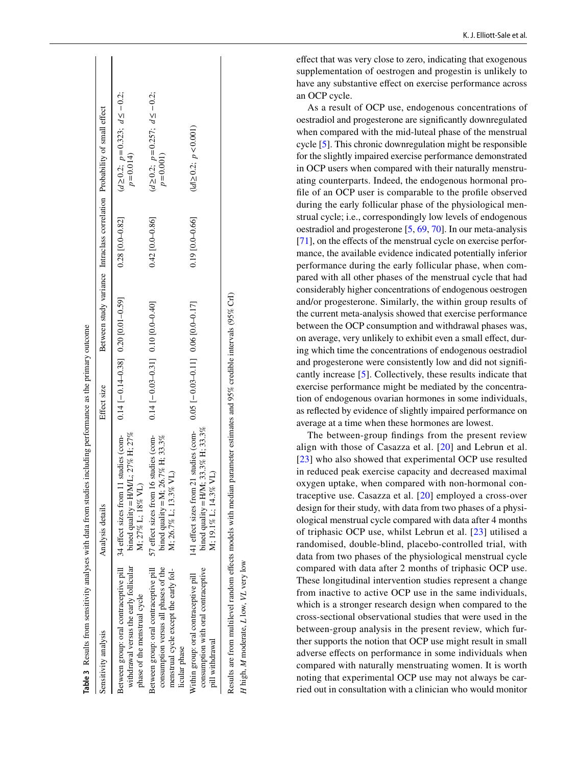**Table 3** Results from sensitivity analyses with data from studies including performance as the primary outcome

| Sensitivity analysis | Analysis details | Effect size | Between study variance | Intraclass correlation | Probability of small effect |
|---|---|---|---|---|---|
| Between group: oral contraceptive pill withdrawal versus the early follicular phase of the menstrual cycle | 34 effect sizes from 11 studies (combined quality = H/M/L; 27% H; 27% M; 27% L; 18% VL) | 0.14 [−0.14–0.38] | 0.20 [0.01–0.59] | 0.28 [0.0–0.82] | ($d \geq 0.2$; $p = 0.323$; $d \leq -0.2$; $p = 0.014$) |
| Between group: oral contraceptive pill consumption versus all phases of the menstrual cycle except the early follicular phase | 57 effect sizes from 16 studies (combined quality = M; 26.7% H; 33.3% M; 26.7% L; 13.3% VL) | 0.14 [−0.03–0.31] | 0.10 [0.0–0.40] | 0.42 [0.0–0.86] | ($d \geq 0.2$; $p = 0.257$; $d \leq -0.2$; $p = 0.001$) |
| Within group: oral contraceptive pill consumption with oral contraceptive pill withdrawal | 141 effect sizes from 21 studies (combined quality = H/M; 33.3% H; 33.3% M; 19.1% L; 14.3% VL) | 0.05 [−0.03–0.11] | 0.06 [0.0–0.17] | 0.19 [0.0–0.66] | ($\lvert d \rvert \geq 0.2$; $p < 0.001$) |

Results are from multilevel random effects models with median parameter estimates and 95% credible intervals (95% CrI)

*H* high, *M* moderate, *L* low, *VL* very low

effect that was very close to zero, indicating that exogenous supplementation of oestrogen and progestin is unlikely to have any substantive effect on exercise performance across an OCP cycle.

As a result of OCP use, endogenous concentrations of oestradiol and progesterone are significantly downregulated when compared with the mid-luteal phase of the menstrual cycle [5]. This chronic downregulation might be responsible for the slightly impaired exercise performance demonstrated in OCP users when compared with their naturally menstruating counterparts. Indeed, the endogenous hormonal profile of an OCP user is comparable to the profile observed during the early follicular phase of the physiological menstrual cycle; i.e., correspondingly low levels of endogenous oestradiol and progesterone [5, 69, 70]. In our meta-analysis [71], on the effects of the menstrual cycle on exercise performance, the available evidence indicated potentially inferior performance during the early follicular phase, when compared with all other phases of the menstrual cycle that had considerably higher concentrations of endogenous oestrogen and/or progesterone. Similarly, the within group results of the current meta-analysis showed that exercise performance between the OCP consumption and withdrawal phases was, on average, very unlikely to exhibit even a small effect, during which time the concentrations of endogenous oestradiol and progesterone were consistently low and did not significantly increase [5]. Collectively, these results indicate that exercise performance might be mediated by the concentration of endogenous ovarian hormones in some individuals, as reflected by evidence of slightly impaired performance on average at a time when these hormones are lowest.

The between-group findings from the present review align with those of Casazza et al. [20] and Lebrun et al. [23] who also showed that experimental OCP use resulted in reduced peak exercise capacity and decreased maximal oxygen uptake, when compared with non-hormonal contraceptive use. Casazza et al. [20] employed a cross-over design for their study, with data from two phases of a physiological menstrual cycle compared with data after 4 months of triphasic OCP use, whilst Lebrun et al. [23] utilised a randomised, double-blind, placebo-controlled trial, with data from two phases of the physiological menstrual cycle compared with data after 2 months of triphasic OCP use. These longitudinal intervention studies represent a change from inactive to active OCP use in the same individuals, which is a stronger research design when compared to the cross-sectional observational studies that were used in the between-group analysis in the present review, which further supports the notion that OCP use might result in small adverse effects on performance in some individuals when compared with naturally menstruating women. It is worth noting that experimental OCP use may not always be carried out in consultation with a clinician who would monitor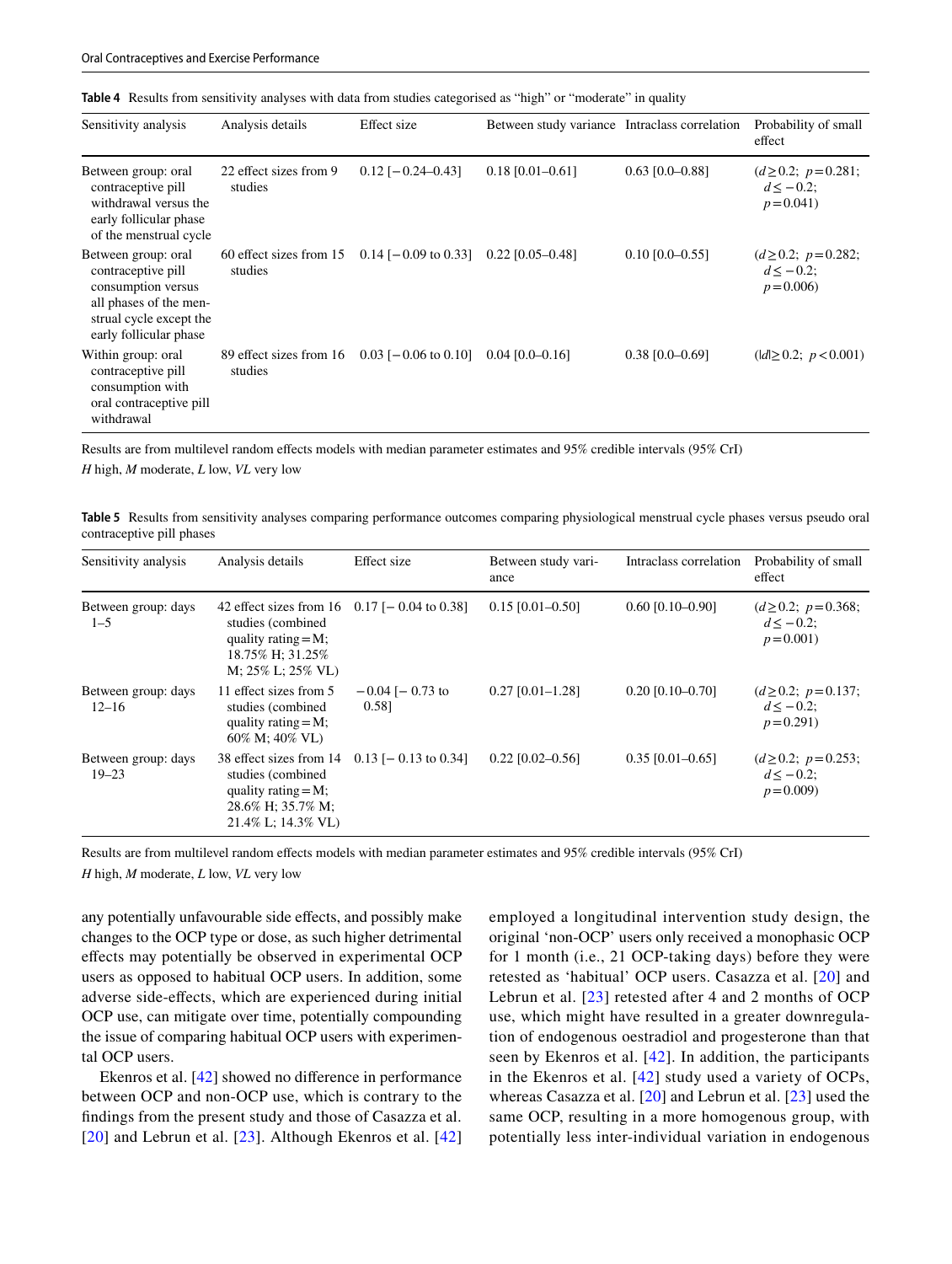**Table 4** Results from sensitivity analyses with data from studies categorised as "high" or "moderate" in quality

| Sensitivity analysis | Analysis details | Effect size | Between study variance | Intraclass correlation | Probability of small effect |
|---|---|---|---|---|---|
| Between group: oral contraceptive pill withdrawal versus the early follicular phase of the menstrual cycle | 22 effect sizes from 9 studies | 0.12 [−0.24–0.43] | 0.18 [0.01–0.61] | 0.63 [0.0–0.88] | ($d \geq 0.2$; $p = 0.281$; $d \leq -0.2$; $p = 0.041$) |
| Between group: oral contraceptive pill consumption versus all phases of the menstrual cycle except the early follicular phase | 60 effect sizes from 15 studies | 0.14 [−0.09 to 0.33] | 0.22 [0.05–0.48] | 0.10 [0.0–0.55] | ($d \geq 0.2$; $p = 0.282$; $d \leq -0.2$; $p = 0.006$) |
| Within group: oral contraceptive pill consumption with oral contraceptive pill withdrawal | 89 effect sizes from 16 studies | 0.03 [−0.06 to 0.10] | 0.04 [0.0–0.16] | 0.38 [0.0–0.69] | ($\|d\| \geq 0.2$; $p < 0.001$) |

Results are from multilevel random effects models with median parameter estimates and 95% credible intervals (95% CrI)

*H* high, *M* moderate, *L* low, *VL* very low

**Table 5** Results from sensitivity analyses comparing performance outcomes comparing physiological menstrual cycle phases versus pseudo oral contraceptive pill phases

| Sensitivity analysis | Analysis details | Effect size | Between study variance | Intraclass correlation | Probability of small effect |
|---|---|---|---|---|---|
| Between group: days 1–5 | 42 effect sizes from 16 studies (combined quality rating = M; 18.75% H; 31.25% M; 25% L; 25% VL) | 0.17 [− 0.04 to 0.38] | 0.15 [0.01–0.50] | 0.60 [0.10–0.90] | ($d \geq 0.2$; $p = 0.368$; $d \leq -0.2$; $p = 0.001$) |
| Between group: days 12–16 | 11 effect sizes from 5 studies (combined quality rating = M; 60% M; 40% VL) | −0.04 [− 0.73 to 0.58] | 0.27 [0.01–1.28] | 0.20 [0.10–0.70] | ($d \geq 0.2$; $p = 0.137$; $d \leq -0.2$; $p = 0.291$) |
| Between group: days 19–23 | 38 effect sizes from 14 studies (combined quality rating = M; 28.6% H; 35.7% M; 21.4% L; 14.3% VL) | 0.13 [− 0.13 to 0.34] | 0.22 [0.02–0.56] | 0.35 [0.01–0.65] | ($d \geq 0.2$; $p = 0.253$; $d \leq -0.2$; $p = 0.009$) |

Results are from multilevel random effects models with median parameter estimates and 95% credible intervals (95% CrI)

*H* high, *M* moderate, *L* low, *VL* very low

any potentially unfavourable side effects, and possibly make changes to the OCP type or dose, as such higher detrimental effects may potentially be observed in experimental OCP users as opposed to habitual OCP users. In addition, some adverse side-effects, which are experienced during initial OCP use, can mitigate over time, potentially compounding the issue of comparing habitual OCP users with experimental OCP users.

Ekenros et al. [42] showed no difference in performance between OCP and non-OCP use, which is contrary to the findings from the present study and those of Casazza et al. [20] and Lebrun et al. [23]. Although Ekenros et al. [42] employed a longitudinal intervention study design, the original 'non-OCP' users only received a monophasic OCP for 1 month (i.e., 21 OCP-taking days) before they were retested as 'habitual' OCP users. Casazza et al. [20] and Lebrun et al. [23] retested after 4 and 2 months of OCP use, which might have resulted in a greater downregulation of endogenous oestradiol and progesterone than that seen by Ekenros et al. [42]. In addition, the participants in the Ekenros et al. [42] study used a variety of OCPs, whereas Casazza et al. [20] and Lebrun et al. [23] used the same OCP, resulting in a more homogenous group, with potentially less inter-individual variation in endogenous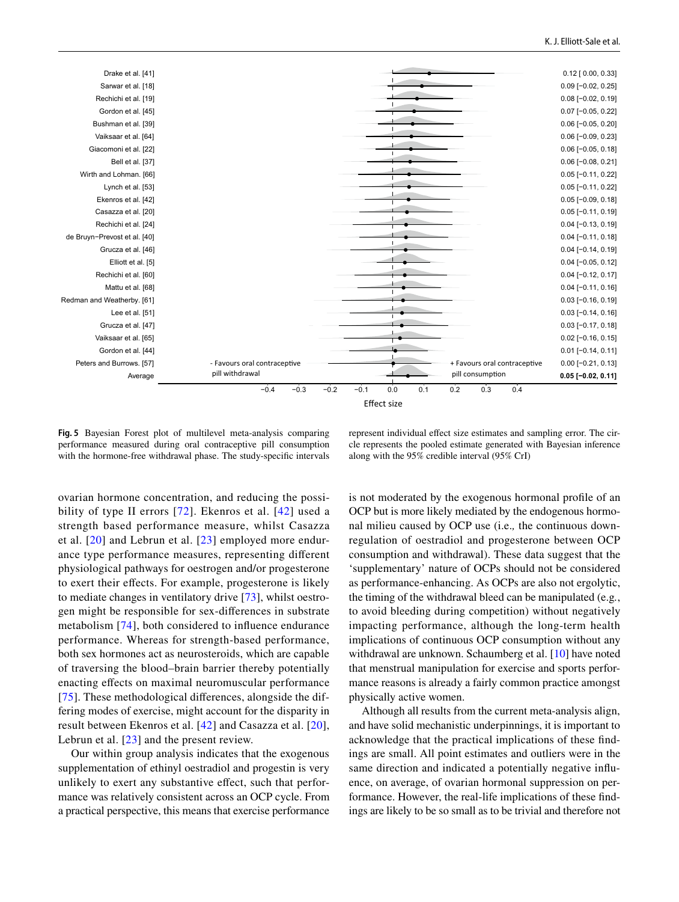| Study | Effect size [95% CrI] |
|---|---|
| Drake et al. [41] | 0.12 [0.00, 0.33] |
| Sarwar et al. [18] | 0.09 [−0.02, 0.25] |
| Rechichi et al. [19] | 0.08 [−0.02, 0.19] |
| Gordon et al. [45] | 0.07 [−0.05, 0.22] |
| Bushman et al. [39] | 0.06 [−0.05, 0.20] |
| Vaiksaar et al. [64] | 0.06 [−0.09, 0.23] |
| Giacomoni et al. [22] | 0.06 [−0.05, 0.18] |
| Bell et al. [37] | 0.06 [−0.08, 0.21] |
| Wirth and Lohman. [66] | 0.05 [−0.11, 0.22] |
| Lynch et al. [53] | 0.05 [−0.11, 0.22] |
| Ekenros et al. [42] | 0.05 [−0.09, 0.18] |
| Casazza et al. [20] | 0.05 [−0.11, 0.19] |
| Rechichi et al. [24] | 0.04 [−0.13, 0.19] |
| de Bruyn−Prevost et al. [40] | 0.04 [−0.11, 0.18] |
| Grucza et al. [46] | 0.04 [−0.14, 0.19] |
| Elliott et al. [5] | 0.04 [−0.05, 0.12] |
| Rechichi et al. [60] | 0.04 [−0.12, 0.17] |
| Mattu et al. [68] | 0.04 [−0.11, 0.16] |
| Redman and Weatherby. [61] | 0.03 [−0.16, 0.19] |
| Lee et al. [51] | 0.03 [−0.14, 0.16] |
| Grucza et al. [47] | 0.03 [−0.17, 0.18] |
| Vaiksaar et al. [65] | 0.02 [−0.16, 0.15] |
| Gordon et al. [44] | 0.01 [−0.14, 0.11] |
| Peters and Burrows. [57] | 0.00 [−0.21, 0.13] |
| **Average** | **0.05 [−0.02, 0.11]** |

- Favours oral contraceptive pill withdrawal | + Favours oral contraceptive pill consumption

Effect size (−0.4 to 0.4)

**Fig. 5** Bayesian Forest plot of multilevel meta-analysis comparing performance measured during oral contraceptive pill consumption with the hormone-free withdrawal phase. The study-specific intervals represent individual effect size estimates and sampling error. The circle represents the pooled estimate generated with Bayesian inference along with the 95% credible interval (95% CrI)

ovarian hormone concentration, and reducing the possibility of type II errors [72]. Ekenros et al. [42] used a strength based performance measure, whilst Casazza et al. [20] and Lebrun et al. [23] employed more endurance type performance measures, representing different physiological pathways for oestrogen and/or progesterone to exert their effects. For example, progesterone is likely to mediate changes in ventilatory drive [73], whilst oestrogen might be responsible for sex-differences in substrate metabolism [74], both considered to influence endurance performance. Whereas for strength-based performance, both sex hormones act as neurosteroids, which are capable of traversing the blood–brain barrier thereby potentially enacting effects on maximal neuromuscular performance [75]. These methodological differences, alongside the differing modes of exercise, might account for the disparity in result between Ekenros et al. [42] and Casazza et al. [20], Lebrun et al. [23] and the present review.

Our within group analysis indicates that the exogenous supplementation of ethinyl oestradiol and progestin is very unlikely to exert any substantive effect, such that performance was relatively consistent across an OCP cycle. From a practical perspective, this means that exercise performance is not moderated by the exogenous hormonal profile of an OCP but is more likely mediated by the endogenous hormonal milieu caused by OCP use (i.e.*,* the continuous downregulation of oestradiol and progesterone between OCP consumption and withdrawal). These data suggest that the 'supplementary' nature of OCPs should not be considered as performance-enhancing. As OCPs are also not ergolytic, the timing of the withdrawal bleed can be manipulated (e.g., to avoid bleeding during competition) without negatively impacting performance, although the long-term health implications of continuous OCP consumption without any withdrawal are unknown. Schaumberg et al. [10] have noted that menstrual manipulation for exercise and sports performance reasons is already a fairly common practice amongst physically active women.

Although all results from the current meta-analysis align, and have solid mechanistic underpinnings, it is important to acknowledge that the practical implications of these findings are small. All point estimates and outliers were in the same direction and indicated a potentially negative influence, on average, of ovarian hormonal suppression on performance. However, the real-life implications of these findings are likely to be so small as to be trivial and therefore not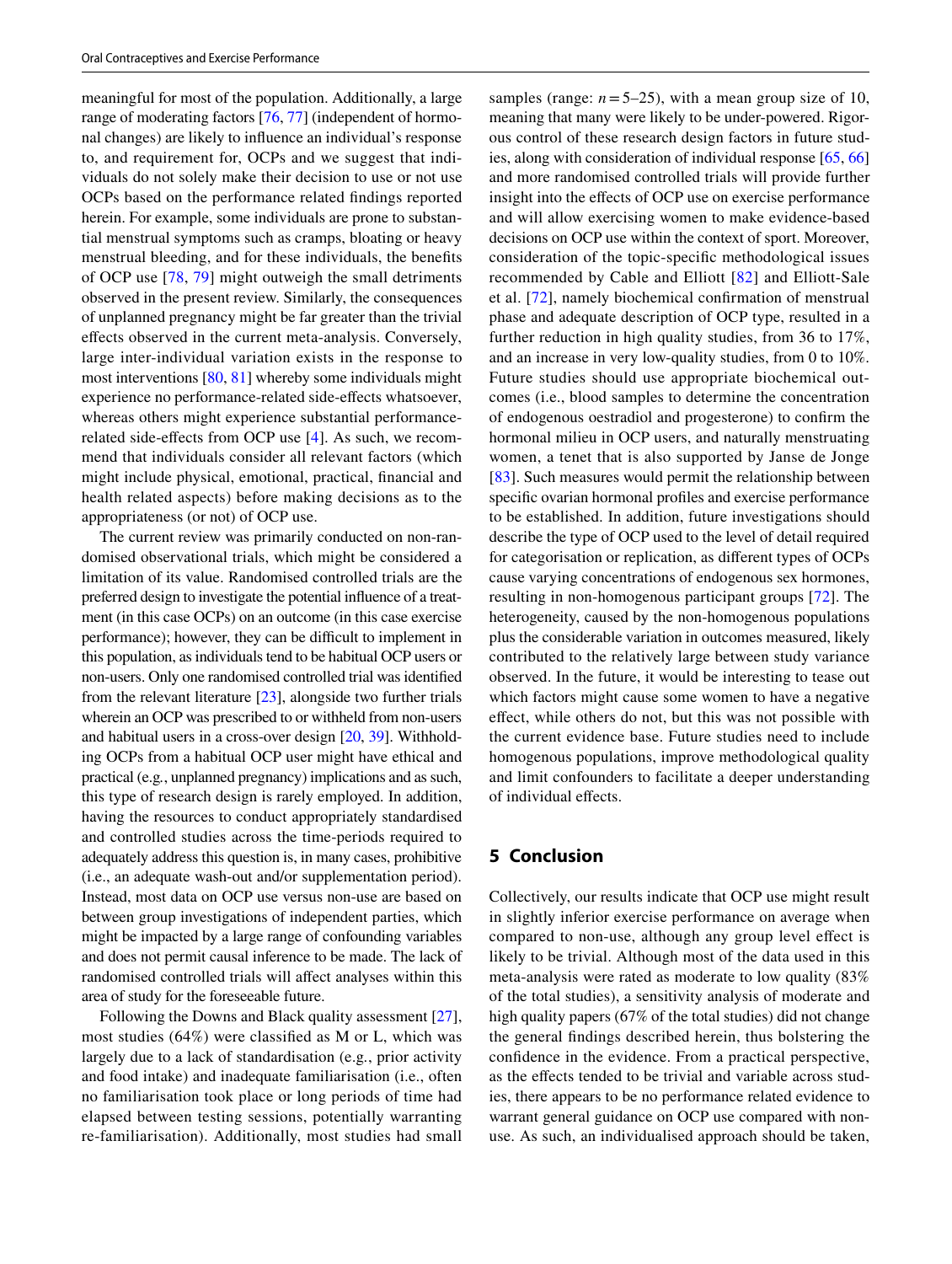meaningful for most of the population. Additionally, a large range of moderating factors [76, 77] (independent of hormonal changes) are likely to influence an individual's response to, and requirement for, OCPs and we suggest that individuals do not solely make their decision to use or not use OCPs based on the performance related findings reported herein. For example, some individuals are prone to substantial menstrual symptoms such as cramps, bloating or heavy menstrual bleeding, and for these individuals, the benefits of OCP use [78, 79] might outweigh the small detriments observed in the present review. Similarly, the consequences of unplanned pregnancy might be far greater than the trivial effects observed in the current meta-analysis. Conversely, large inter-individual variation exists in the response to most interventions [80, 81] whereby some individuals might experience no performance-related side-effects whatsoever, whereas others might experience substantial performance-related side-effects from OCP use [4]. As such, we recommend that individuals consider all relevant factors (which might include physical, emotional, practical, financial and health related aspects) before making decisions as to the appropriateness (or not) of OCP use.

The current review was primarily conducted on non-randomised observational trials, which might be considered a limitation of its value. Randomised controlled trials are the preferred design to investigate the potential influence of a treatment (in this case OCPs) on an outcome (in this case exercise performance); however, they can be difficult to implement in this population, as individuals tend to be habitual OCP users or non-users. Only one randomised controlled trial was identified from the relevant literature [23], alongside two further trials wherein an OCP was prescribed to or withheld from non-users and habitual users in a cross-over design [20, 39]. Withholding OCPs from a habitual OCP user might have ethical and practical (e.g., unplanned pregnancy) implications and as such, this type of research design is rarely employed. In addition, having the resources to conduct appropriately standardised and controlled studies across the time-periods required to adequately address this question is, in many cases, prohibitive (i.e., an adequate wash-out and/or supplementation period). Instead, most data on OCP use versus non-use are based on between group investigations of independent parties, which might be impacted by a large range of confounding variables and does not permit causal inference to be made. The lack of randomised controlled trials will affect analyses within this area of study for the foreseeable future.

Following the Downs and Black quality assessment [27], most studies (64%) were classified as M or L, which was largely due to a lack of standardisation (e.g., prior activity and food intake) and inadequate familiarisation (i.e., often no familiarisation took place or long periods of time had elapsed between testing sessions, potentially warranting re-familiarisation). Additionally, most studies had small samples (range: $n = 5$–25), with a mean group size of 10, meaning that many were likely to be under-powered. Rigorous control of these research design factors in future studies, along with consideration of individual response [65, 66] and more randomised controlled trials will provide further insight into the effects of OCP use on exercise performance and will allow exercising women to make evidence-based decisions on OCP use within the context of sport. Moreover, consideration of the topic-specific methodological issues recommended by Cable and Elliott [82] and Elliott-Sale et al. [72], namely biochemical confirmation of menstrual phase and adequate description of OCP type, resulted in a further reduction in high quality studies, from 36 to 17%, and an increase in very low-quality studies, from 0 to 10%. Future studies should use appropriate biochemical outcomes (i.e., blood samples to determine the concentration of endogenous oestradiol and progesterone) to confirm the hormonal milieu in OCP users, and naturally menstruating women, a tenet that is also supported by Janse de Jonge [83]. Such measures would permit the relationship between specific ovarian hormonal profiles and exercise performance to be established. In addition, future investigations should describe the type of OCP used to the level of detail required for categorisation or replication, as different types of OCPs cause varying concentrations of endogenous sex hormones, resulting in non-homogenous participant groups [72]. The heterogeneity, caused by the non-homogenous populations plus the considerable variation in outcomes measured, likely contributed to the relatively large between study variance observed. In the future, it would be interesting to tease out which factors might cause some women to have a negative effect, while others do not, but this was not possible with the current evidence base. Future studies need to include homogenous populations, improve methodological quality and limit confounders to facilitate a deeper understanding of individual effects.

## 5 Conclusion

Collectively, our results indicate that OCP use might result in slightly inferior exercise performance on average when compared to non-use, although any group level effect is likely to be trivial. Although most of the data used in this meta-analysis were rated as moderate to low quality (83% of the total studies), a sensitivity analysis of moderate and high quality papers (67% of the total studies) did not change the general findings described herein, thus bolstering the confidence in the evidence. From a practical perspective, as the effects tended to be trivial and variable across studies, there appears to be no performance related evidence to warrant general guidance on OCP use compared with non-use. As such, an individualised approach should be taken,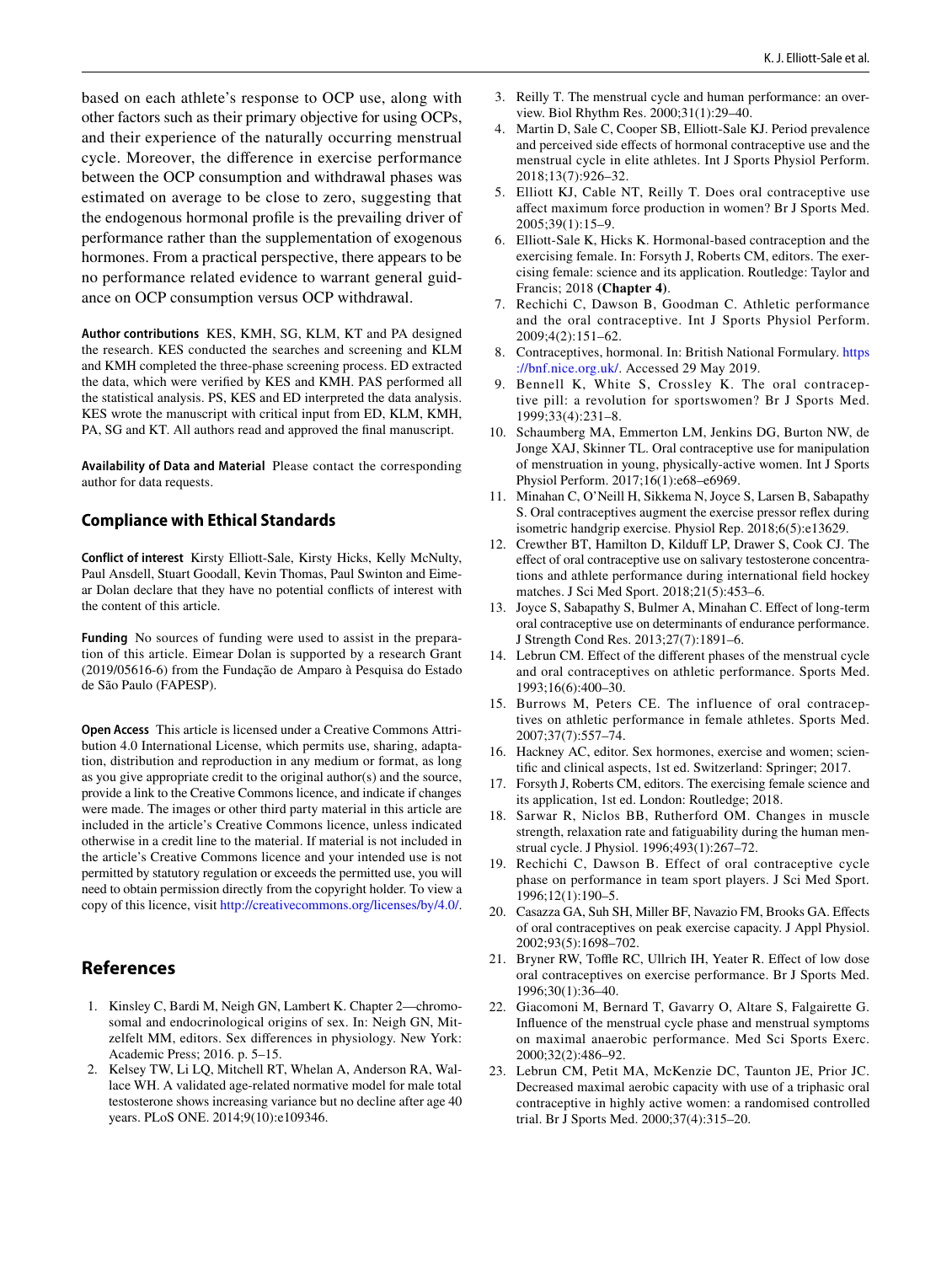based on each athlete's response to OCP use, along with other factors such as their primary objective for using OCPs, and their experience of the naturally occurring menstrual cycle. Moreover, the difference in exercise performance between the OCP consumption and withdrawal phases was estimated on average to be close to zero, suggesting that the endogenous hormonal profile is the prevailing driver of performance rather than the supplementation of exogenous hormones. From a practical perspective, there appears to be no performance related evidence to warrant general guidance on OCP consumption versus OCP withdrawal.

**Author contributions** KES, KMH, SG, KLM, KT and PA designed the research. KES conducted the searches and screening and KLM and KMH completed the three-phase screening process. ED extracted the data, which were verified by KES and KMH. PAS performed all the statistical analysis. PS, KES and ED interpreted the data analysis. KES wrote the manuscript with critical input from ED, KLM, KMH, PA, SG and KT. All authors read and approved the final manuscript.

**Availability of Data and Material** Please contact the corresponding author for data requests.

## Compliance with Ethical Standards

**Conflict of interest** Kirsty Elliott-Sale, Kirsty Hicks, Kelly McNulty, Paul Ansdell, Stuart Goodall, Kevin Thomas, Paul Swinton and Eimear Dolan declare that they have no potential conflicts of interest with the content of this article.

**Funding** No sources of funding were used to assist in the preparation of this article. Eimear Dolan is supported by a research Grant (2019/05616-6) from the Fundação de Amparo à Pesquisa do Estado de São Paulo (FAPESP).

**Open Access** This article is licensed under a Creative Commons Attribution 4.0 International License, which permits use, sharing, adaptation, distribution and reproduction in any medium or format, as long as you give appropriate credit to the original author(s) and the source, provide a link to the Creative Commons licence, and indicate if changes were made. The images or other third party material in this article are included in the article's Creative Commons licence, unless indicated otherwise in a credit line to the material. If material is not included in the article's Creative Commons licence and your intended use is not permitted by statutory regulation or exceeds the permitted use, you will need to obtain permission directly from the copyright holder. To view a copy of this licence, visit http://creativecommons.org/licenses/by/4.0/.

## References

1. Kinsley C, Bardi M, Neigh GN, Lambert K. Chapter 2—chromosomal and endocrinological origins of sex. In: Neigh GN, Mitzelfelt MM, editors. Sex differences in physiology. New York: Academic Press; 2016. p. 5–15.
2. Kelsey TW, Li LQ, Mitchell RT, Whelan A, Anderson RA, Wallace WH. A validated age-related normative model for male total testosterone shows increasing variance but no decline after age 40 years. PLoS ONE. 2014;9(10):e109346.
3. Reilly T. The menstrual cycle and human performance: an overview. Biol Rhythm Res. 2000;31(1):29–40.
4. Martin D, Sale C, Cooper SB, Elliott-Sale KJ. Period prevalence and perceived side effects of hormonal contraceptive use and the menstrual cycle in elite athletes. Int J Sports Physiol Perform. 2018;13(7):926–32.
5. Elliott KJ, Cable NT, Reilly T. Does oral contraceptive use affect maximum force production in women? Br J Sports Med. 2005;39(1):15–9.
6. Elliott-Sale K, Hicks K. Hormonal-based contraception and the exercising female. In: Forsyth J, Roberts CM, editors. The exercising female: science and its application. Routledge: Taylor and Francis; 2018 **(Chapter 4)**.
7. Rechichi C, Dawson B, Goodman C. Athletic performance and the oral contraceptive. Int J Sports Physiol Perform. 2009;4(2):151–62.
8. Contraceptives, hormonal. In: British National Formulary. https://bnf.nice.org.uk/. Accessed 29 May 2019.
9. Bennell K, White S, Crossley K. The oral contraceptive pill: a revolution for sportswomen? Br J Sports Med. 1999;33(4):231–8.
10. Schaumberg MA, Emmerton LM, Jenkins DG, Burton NW, de Jonge XAJ, Skinner TL. Oral contraceptive use for manipulation of menstruation in young, physically-active women. Int J Sports Physiol Perform. 2017;16(1):e68–e6969.
11. Minahan C, O'Neill H, Sikkema N, Joyce S, Larsen B, Sabapathy S. Oral contraceptives augment the exercise pressor reflex during isometric handgrip exercise. Physiol Rep. 2018;6(5):e13629.
12. Crewther BT, Hamilton D, Kilduff LP, Drawer S, Cook CJ. The effect of oral contraceptive use on salivary testosterone concentrations and athlete performance during international field hockey matches. J Sci Med Sport. 2018;21(5):453–6.
13. Joyce S, Sabapathy S, Bulmer A, Minahan C. Effect of long-term oral contraceptive use on determinants of endurance performance. J Strength Cond Res. 2013;27(7):1891–6.
14. Lebrun CM. Effect of the different phases of the menstrual cycle and oral contraceptives on athletic performance. Sports Med. 1993;16(6):400–30.
15. Burrows M, Peters CE. The influence of oral contraceptives on athletic performance in female athletes. Sports Med. 2007;37(7):557–74.
16. Hackney AC, editor. Sex hormones, exercise and women; scientific and clinical aspects, 1st ed. Switzerland: Springer; 2017.
17. Forsyth J, Roberts CM, editors. The exercising female science and its application, 1st ed. London: Routledge; 2018.
18. Sarwar R, Niclos BB, Rutherford OM. Changes in muscle strength, relaxation rate and fatiguability during the human menstrual cycle. J Physiol. 1996;493(1):267–72.
19. Rechichi C, Dawson B. Effect of oral contraceptive cycle phase on performance in team sport players. J Sci Med Sport. 1996;12(1):190–5.
20. Casazza GA, Suh SH, Miller BF, Navazio FM, Brooks GA. Effects of oral contraceptives on peak exercise capacity. J Appl Physiol. 2002;93(5):1698–702.
21. Bryner RW, Toffle RC, Ullrich IH, Yeater R. Effect of low dose oral contraceptives on exercise performance. Br J Sports Med. 1996;30(1):36–40.
22. Giacomoni M, Bernard T, Gavarry O, Altare S, Falgairette G. Influence of the menstrual cycle phase and menstrual symptoms on maximal anaerobic performance. Med Sci Sports Exerc. 2000;32(2):486–92.
23. Lebrun CM, Petit MA, McKenzie DC, Taunton JE, Prior JC. Decreased maximal aerobic capacity with use of a triphasic oral contraceptive in highly active women: a randomised controlled trial. Br J Sports Med. 2000;37(4):315–20.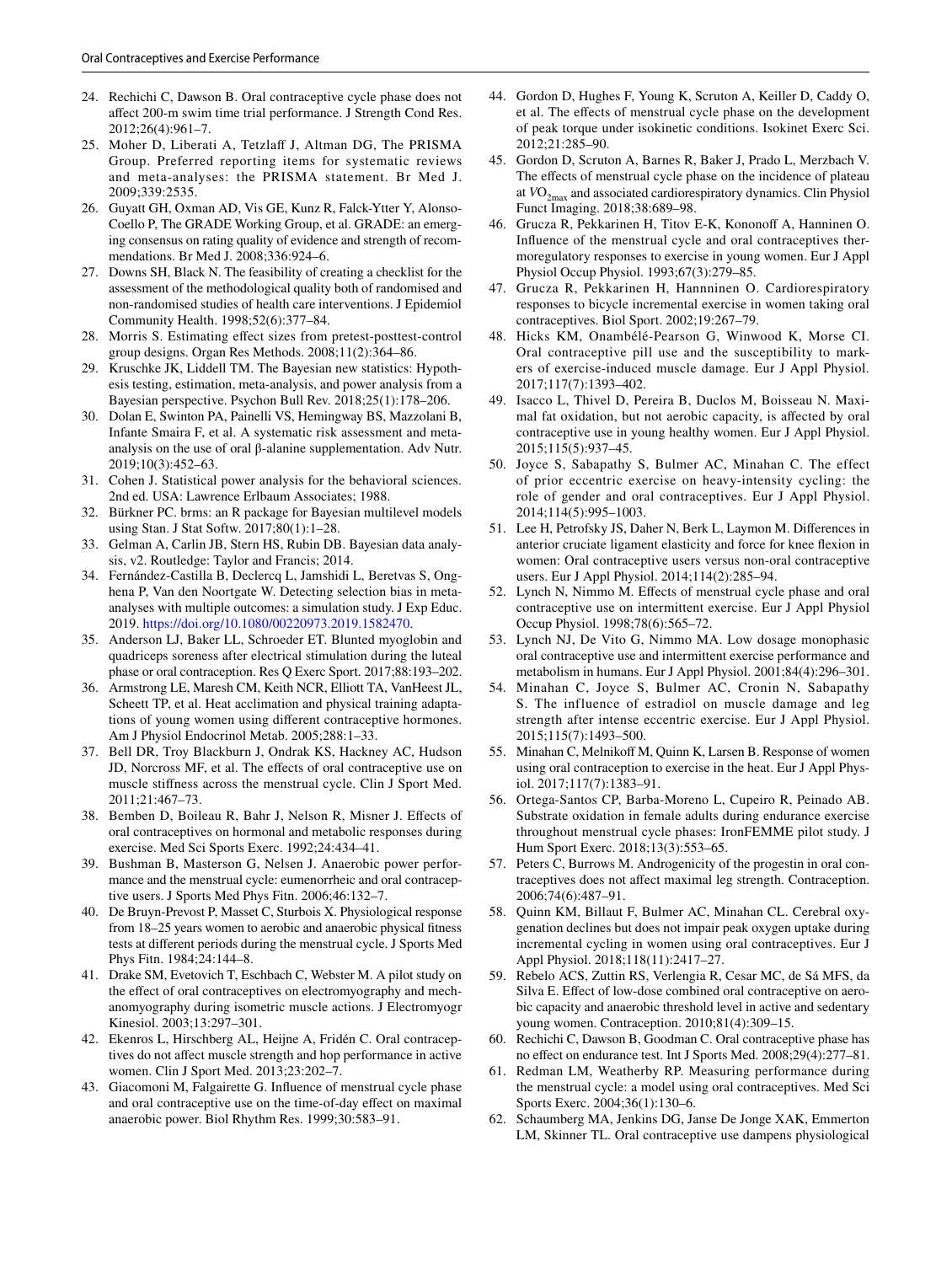24. Rechichi C, Dawson B. Oral contraceptive cycle phase does not affect 200-m swim time trial performance. J Strength Cond Res. 2012;26(4):961–7.
25. Moher D, Liberati A, Tetzlaff J, Altman DG, The PRISMA Group. Preferred reporting items for systematic reviews and meta-analyses: the PRISMA statement. Br Med J. 2009;339:2535.
26. Guyatt GH, Oxman AD, Vis GE, Kunz R, Falck-Ytter Y, Alonso-Coello P, The GRADE Working Group, et al. GRADE: an emerging consensus on rating quality of evidence and strength of recommendations. Br Med J. 2008;336:924–6.
27. Downs SH, Black N. The feasibility of creating a checklist for the assessment of the methodological quality both of randomised and non-randomised studies of health care interventions. J Epidemiol Community Health. 1998;52(6):377–84.
28. Morris S. Estimating effect sizes from pretest-posttest-control group designs. Organ Res Methods. 2008;11(2):364–86.
29. Kruschke JK, Liddell TM. The Bayesian new statistics: Hypothesis testing, estimation, meta-analysis, and power analysis from a Bayesian perspective. Psychon Bull Rev. 2018;25(1):178–206.
30. Dolan E, Swinton PA, Painelli VS, Hemingway BS, Mazzolani B, Infante Smaira F, et al. A systematic risk assessment and meta-analysis on the use of oral β-alanine supplementation. Adv Nutr. 2019;10(3):452–63.
31. Cohen J. Statistical power analysis for the behavioral sciences. 2nd ed. USA: Lawrence Erlbaum Associates; 1988.
32. Bürkner PC. brms: an R package for Bayesian multilevel models using Stan. J Stat Softw. 2017;80(1):1–28.
33. Gelman A, Carlin JB, Stern HS, Rubin DB. Bayesian data analysis, v2. Routledge: Taylor and Francis; 2014.
34. Fernández-Castilla B, Declercq L, Jamshidi L, Beretvas S, Onghena P, Van den Noortgate W. Detecting selection bias in meta-analyses with multiple outcomes: a simulation study. J Exp Educ. 2019. https://doi.org/10.1080/00220973.2019.1582470.
35. Anderson LJ, Baker LL, Schroeder ET. Blunted myoglobin and quadriceps soreness after electrical stimulation during the luteal phase or oral contraception. Res Q Exerc Sport. 2017;88:193–202.
36. Armstrong LE, Maresh CM, Keith NCR, Elliott TA, VanHeest JL, Scheett TP, et al. Heat acclimation and physical training adaptations of young women using different contraceptive hormones. Am J Physiol Endocrinol Metab. 2005;288:1–33.
37. Bell DR, Troy Blackburn J, Ondrak KS, Hackney AC, Hudson JD, Norcross MF, et al. The effects of oral contraceptive use on muscle stiffness across the menstrual cycle. Clin J Sport Med. 2011;21:467–73.
38. Bemben D, Boileau R, Bahr J, Nelson R, Misner J. Effects of oral contraceptives on hormonal and metabolic responses during exercise. Med Sci Sports Exerc. 1992;24:434–41.
39. Bushman B, Masterson G, Nelsen J. Anaerobic power performance and the menstrual cycle: eumenorrheic and oral contraceptive users. J Sports Med Phys Fitn. 2006;46:132–7.
40. De Bruyn-Prevost P, Masset C, Sturbois X. Physiological response from 18–25 years women to aerobic and anaerobic physical fitness tests at different periods during the menstrual cycle. J Sports Med Phys Fitn. 1984;24:144–8.
41. Drake SM, Evetovich T, Eschbach C, Webster M. A pilot study on the effect of oral contraceptives on electromyography and mechanomyography during isometric muscle actions. J Electromyogr Kinesiol. 2003;13:297–301.
42. Ekenros L, Hirschberg AL, Heijne A, Fridén C. Oral contraceptives do not affect muscle strength and hop performance in active women. Clin J Sport Med. 2013;23:202–7.
43. Giacomoni M, Falgairette G. Influence of menstrual cycle phase and oral contraceptive use on the time-of-day effect on maximal anaerobic power. Biol Rhythm Res. 1999;30:583–91.
44. Gordon D, Hughes F, Young K, Scruton A, Keiller D, Caddy O, et al. The effects of menstrual cycle phase on the development of peak torque under isokinetic conditions. Isokinet Exerc Sci. 2012;21:285–90.
45. Gordon D, Scruton A, Barnes R, Baker J, Prado L, Merzbach V. The effects of menstrual cycle phase on the incidence of plateau at $VO_{2max}$ and associated cardiorespiratory dynamics. Clin Physiol Funct Imaging. 2018;38:689–98.
46. Grucza R, Pekkarinen H, Titov E-K, Kononoff A, Hanninen O. Influence of the menstrual cycle and oral contraceptives thermoregulatory responses to exercise in young women. Eur J Appl Physiol Occup Physiol. 1993;67(3):279–85.
47. Grucza R, Pekkarinen H, Hannninen O. Cardiorespiratory responses to bicycle incremental exercise in women taking oral contraceptives. Biol Sport. 2002;19:267–79.
48. Hicks KM, Onambélé-Pearson G, Winwood K, Morse CI. Oral contraceptive pill use and the susceptibility to markers of exercise-induced muscle damage. Eur J Appl Physiol. 2017;117(7):1393–402.
49. Isacco L, Thivel D, Pereira B, Duclos M, Boisseau N. Maximal fat oxidation, but not aerobic capacity, is affected by oral contraceptive use in young healthy women. Eur J Appl Physiol. 2015;115(5):937–45.
50. Joyce S, Sabapathy S, Bulmer AC, Minahan C. The effect of prior eccentric exercise on heavy-intensity cycling: the role of gender and oral contraceptives. Eur J Appl Physiol. 2014;114(5):995–1003.
51. Lee H, Petrofsky JS, Daher N, Berk L, Laymon M. Differences in anterior cruciate ligament elasticity and force for knee flexion in women: Oral contraceptive users versus non-oral contraceptive users. Eur J Appl Physiol. 2014;114(2):285–94.
52. Lynch N, Nimmo M. Effects of menstrual cycle phase and oral contraceptive use on intermittent exercise. Eur J Appl Physiol Occup Physiol. 1998;78(6):565–72.
53. Lynch NJ, De Vito G, Nimmo MA. Low dosage monophasic oral contraceptive use and intermittent exercise performance and metabolism in humans. Eur J Appl Physiol. 2001;84(4):296–301.
54. Minahan C, Joyce S, Bulmer AC, Cronin N, Sabapathy S. The influence of estradiol on muscle damage and leg strength after intense eccentric exercise. Eur J Appl Physiol. 2015;115(7):1493–500.
55. Minahan C, Melnikoff M, Quinn K, Larsen B. Response of women using oral contraception to exercise in the heat. Eur J Appl Physiol. 2017;117(7):1383–91.
56. Ortega-Santos CP, Barba-Moreno L, Cupeiro R, Peinado AB. Substrate oxidation in female adults during endurance exercise throughout menstrual cycle phases: IronFEMME pilot study. J Hum Sport Exerc. 2018;13(3):553–65.
57. Peters C, Burrows M. Androgenicity of the progestin in oral contraceptives does not affect maximal leg strength. Contraception. 2006;74(6):487–91.
58. Quinn KM, Billaut F, Bulmer AC, Minahan CL. Cerebral oxygenation declines but does not impair peak oxygen uptake during incremental cycling in women using oral contraceptives. Eur J Appl Physiol. 2018;118(11):2417–27.
59. Rebelo ACS, Zuttin RS, Verlengia R, Cesar MC, de Sá MFS, da Silva E. Effect of low-dose combined oral contraceptive on aerobic capacity and anaerobic threshold level in active and sedentary young women. Contraception. 2010;81(4):309–15.
60. Rechichi C, Dawson B, Goodman C. Oral contraceptive phase has no effect on endurance test. Int J Sports Med. 2008;29(4):277–81.
61. Redman LM, Weatherby RP. Measuring performance during the menstrual cycle: a model using oral contraceptives. Med Sci Sports Exerc. 2004;36(1):130–6.
62. Schaumberg MA, Jenkins DG, Janse De Jonge XAK, Emmerton LM, Skinner TL. Oral contraceptive use dampens physiological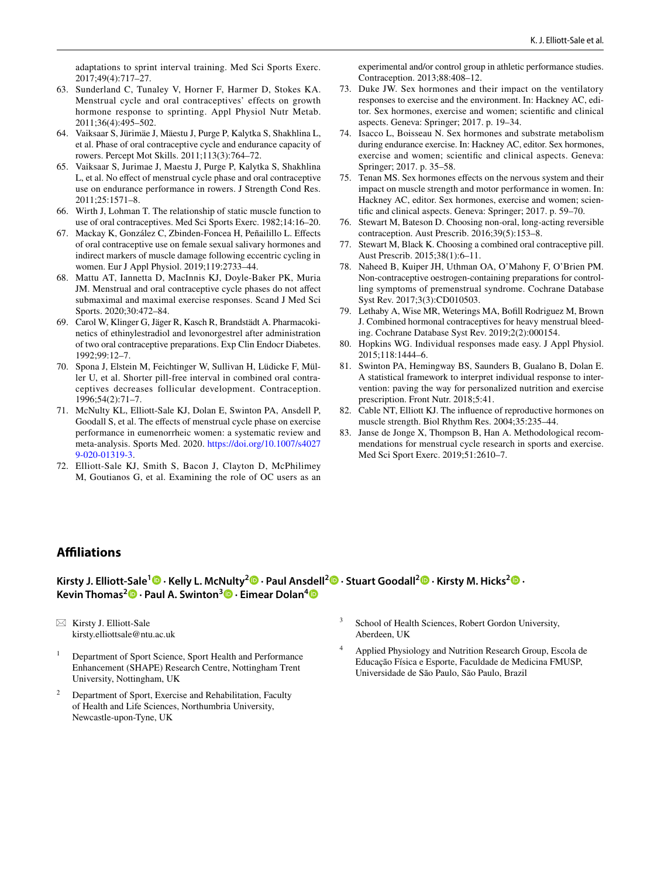adaptations to sprint interval training. Med Sci Sports Exerc. 2017;49(4):717–27.

63. Sunderland C, Tunaley V, Horner F, Harmer D, Stokes KA. Menstrual cycle and oral contraceptives' effects on growth hormone response to sprinting. Appl Physiol Nutr Metab. 2011;36(4):495–502.
64. Vaiksaar S, Jürimäe J, Mäestu J, Purge P, Kalytka S, Shakhlina L, et al. Phase of oral contraceptive cycle and endurance capacity of rowers. Percept Mot Skills. 2011;113(3):764–72.
65. Vaiksaar S, Jurimae J, Maestu J, Purge P, Kalytka S, Shakhlina L, et al. No effect of menstrual cycle phase and oral contraceptive use on endurance performance in rowers. J Strength Cond Res. 2011;25:1571–8.
66. Wirth J, Lohman T. The relationship of static muscle function to use of oral contraceptives. Med Sci Sports Exerc. 1982;14:16–20.
67. Mackay K, González C, Zbinden-Foncea H, Peñailillo L. Effects of oral contraceptive use on female sexual salivary hormones and indirect markers of muscle damage following eccentric cycling in women. Eur J Appl Physiol. 2019;119:2733–44.
68. Mattu AT, Iannetta D, MacInnis KJ, Doyle-Baker PK, Muria JM. Menstrual and oral contraceptive cycle phases do not affect submaximal and maximal exercise responses. Scand J Med Sci Sports. 2020;30:472–84.
69. Carol W, Klinger G, Jäger R, Kasch R, Brandstädt A. Pharmacokinetics of ethinylestradiol and levonorgestrel after administration of two oral contraceptive preparations. Exp Clin Endocr Diabetes. 1992;99:12–7.
70. Spona J, Elstein M, Feichtinger W, Sullivan H, Lüdicke F, Müller U, et al. Shorter pill-free interval in combined oral contraceptives decreases follicular development. Contraception. 1996;54(2):71–7.
71. McNulty KL, Elliott-Sale KJ, Dolan E, Swinton PA, Ansdell P, Goodall S, et al. The effects of menstrual cycle phase on exercise performance in eumenorrheic women: a systematic review and meta-analysis. Sports Med. 2020. https://doi.org/10.1007/s40279-020-01319-3.
72. Elliott-Sale KJ, Smith S, Bacon J, Clayton D, McPhilimey M, Goutianos G, et al. Examining the role of OC users as an experimental and/or control group in athletic performance studies. Contraception. 2013;88:408–12.
73. Duke JW. Sex hormones and their impact on the ventilatory responses to exercise and the environment. In: Hackney AC, editor. Sex hormones, exercise and women; scientific and clinical aspects. Geneva: Springer; 2017. p. 19–34.
74. Isacco L, Boisseau N. Sex hormones and substrate metabolism during endurance exercise. In: Hackney AC, editor. Sex hormones, exercise and women; scientific and clinical aspects. Geneva: Springer; 2017. p. 35–58.
75. Tenan MS. Sex hormones effects on the nervous system and their impact on muscle strength and motor performance in women. In: Hackney AC, editor. Sex hormones, exercise and women; scientific and clinical aspects. Geneva: Springer; 2017. p. 59–70.
76. Stewart M, Bateson D. Choosing non-oral, long-acting reversible contraception. Aust Prescrib. 2016;39(5):153–8.
77. Stewart M, Black K. Choosing a combined oral contraceptive pill. Aust Prescrib. 2015;38(1):6–11.
78. Naheed B, Kuiper JH, Uthman OA, O'Mahony F, O'Brien PM. Non-contraceptive oestrogen-containing preparations for controlling symptoms of premenstrual syndrome. Cochrane Database Syst Rev. 2017;3(3):CD010503.
79. Lethaby A, Wise MR, Weterings MA, Bofill Rodriguez M, Brown J. Combined hormonal contraceptives for heavy menstrual bleeding. Cochrane Database Syst Rev. 2019;2(2):000154.
80. Hopkins WG. Individual responses made easy. J Appl Physiol. 2015;118:1444–6.
81. Swinton PA, Hemingway BS, Saunders B, Gualano B, Dolan E. A statistical framework to interpret individual response to intervention: paving the way for personalized nutrition and exercise prescription. Front Nutr. 2018;5:41.
82. Cable NT, Elliott KJ. The influence of reproductive hormones on muscle strength. Biol Rhythm Res. 2004;35:235–44.
83. Janse de Jonge X, Thompson B, Han A. Methodological recommendations for menstrual cycle research in sports and exercise. Med Sci Sport Exerc. 2019;51:2610–7.

## Affiliations

**Kirsty J. Elliott-Sale[1] · Kelly L. McNulty[2] · Paul Ansdell[2] · Stuart Goodall[2] · Kirsty M. Hicks[2] · Kevin Thomas[2] · Paul A. Swinton[3] · Eimear Dolan[4]**

✉ Kirsty J. Elliott-Sale
kirsty.elliottsale@ntu.ac.uk

[1] Department of Sport Science, Sport Health and Performance Enhancement (SHAPE) Research Centre, Nottingham Trent University, Nottingham, UK

[2] Department of Sport, Exercise and Rehabilitation, Faculty of Health and Life Sciences, Northumbria University, Newcastle-upon-Tyne, UK

[3] School of Health Sciences, Robert Gordon University, Aberdeen, UK

[4] Applied Physiology and Nutrition Research Group, Escola de Educação Física e Esporte, Faculdade de Medicina FMUSP, Universidade de São Paulo, São Paulo, Brazil